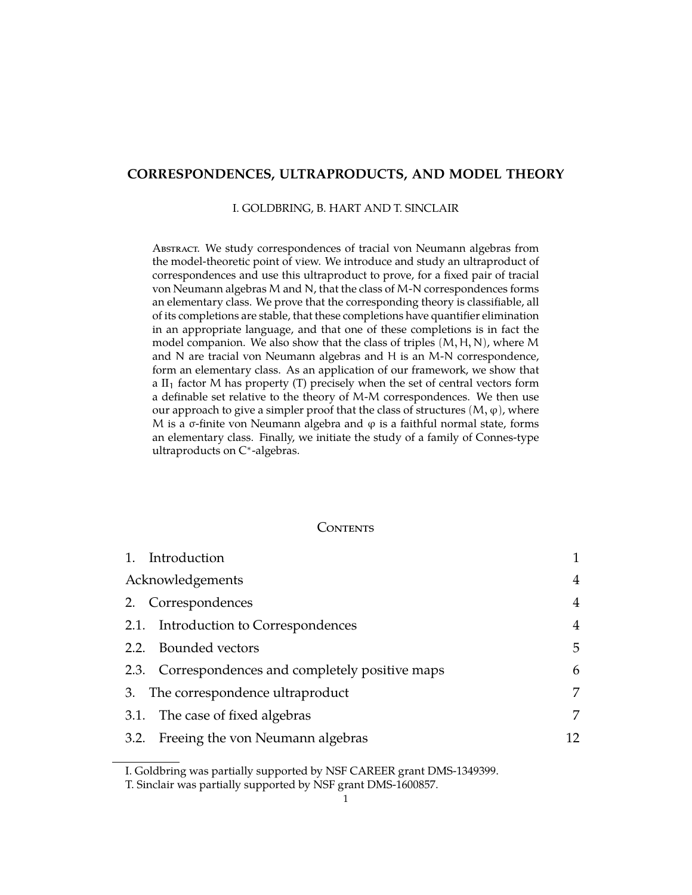# CORRESPONDENCES, ULTRAPRODUCTS, AND MODEL THEORY

I. GOLDBRING, B. HART AND T. SINCLAIR

Abstract. We study correspondences of tracial von Neumann algebras from the model-theoretic point of view. We introduce and study an ultraproduct of correspondences and use this ultraproduct to prove, for a fixed pair of tracial von Neumann algebras $M$ and $N$, that the class of $M$-$N$ correspondences forms an elementary class. We prove that the corresponding theory is classifiable, all of its completions are stable, that these completions have quantifier elimination in an appropriate language, and that one of these completions is in fact the model companion. We also show that the class of triples $(M, H, N)$, where $M$ and $N$ are tracial von Neumann algebras and $H$ is an $M$-$N$ correspondence, form an elementary class. As an application of our framework, we show that a $\mathrm{II}_1$ factor $M$ has property (T) precisely when the set of central vectors form a definable set relative to the theory of $M$-$M$ correspondences. We then use our approach to give a simpler proof that the class of structures $(M, \varphi)$, where $M$ is a $\sigma$-finite von Neumann algebra and $\varphi$ is a faithful normal state, forms an elementary class. Finally, we initiate the study of a family of Connes-type ultraproducts on $C^*$-algebras.

## Contents

| | |
|---|---|
| 1. Introduction | 1 |
| Acknowledgements | 4 |
| 2. Correspondences | 4 |
| 2.1. Introduction to Correspondences | 4 |
| 2.2. Bounded vectors | 5 |
| 2.3. Correspondences and completely positive maps | 6 |
| 3. The correspondence ultraproduct | 7 |
| 3.1. The case of fixed algebras | 7 |
| 3.2. Freeing the von Neumann algebras | 12 |

I. Goldbring was partially supported by NSF CAREER grant DMS-1349399.
T. Sinclair was partially supported by NSF grant DMS-1600857.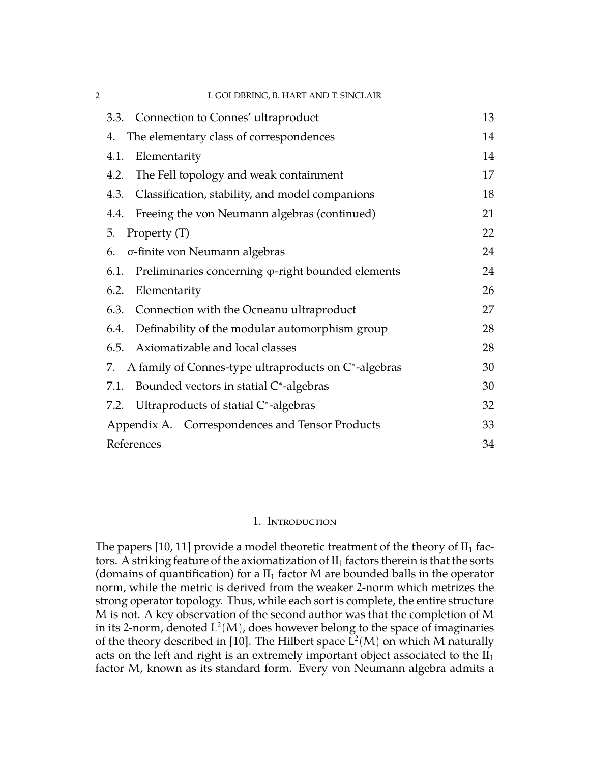| | |
|---|---|
| 3.3. Connection to Connes' ultraproduct | 13 |
| 4. The elementary class of correspondences | 14 |
| 4.1. Elementarity | 14 |
| 4.2. The Fell topology and weak containment | 17 |
| 4.3. Classification, stability, and model companions | 18 |
| 4.4. Freeing the von Neumann algebras (continued) | 21 |
| 5. Property (T) | 22 |
| 6. σ-finite von Neumann algebras | 24 |
| 6.1. Preliminaries concerning φ-right bounded elements | 24 |
| 6.2. Elementarity | 26 |
| 6.3. Connection with the Ocneanu ultraproduct | 27 |
| 6.4. Definability of the modular automorphism group | 28 |
| 6.5. Axiomatizable and local classes | 28 |
| 7. A family of Connes-type ultraproducts on C*-algebras | 30 |
| 7.1. Bounded vectors in statial C*-algebras | 30 |
| 7.2. Ultraproducts of statial C*-algebras | 32 |
| Appendix A. Correspondences and Tensor Products | 33 |
| References | 34 |

## 1. Introduction

The papers [10, 11] provide a model theoretic treatment of the theory of $\mathrm{II}_1$ factors. A striking feature of the axiomatization of $\mathrm{II}_1$ factors therein is that the sorts (domains of quantification) for a $\mathrm{II}_1$ factor $M$ are bounded balls in the operator norm, while the metric is derived from the weaker 2-norm which metrizes the strong operator topology. Thus, while each sort is complete, the entire structure $M$ is not. A key observation of the second author was that the completion of $M$ in its 2-norm, denoted $L^2(M)$, does however belong to the space of imaginaries of the theory described in [10]. The Hilbert space $L^2(M)$ on which $M$ naturally acts on the left and right is an extremely important object associated to the $\mathrm{II}_1$ factor $M$, known as its standard form. Every von Neumann algebra admits a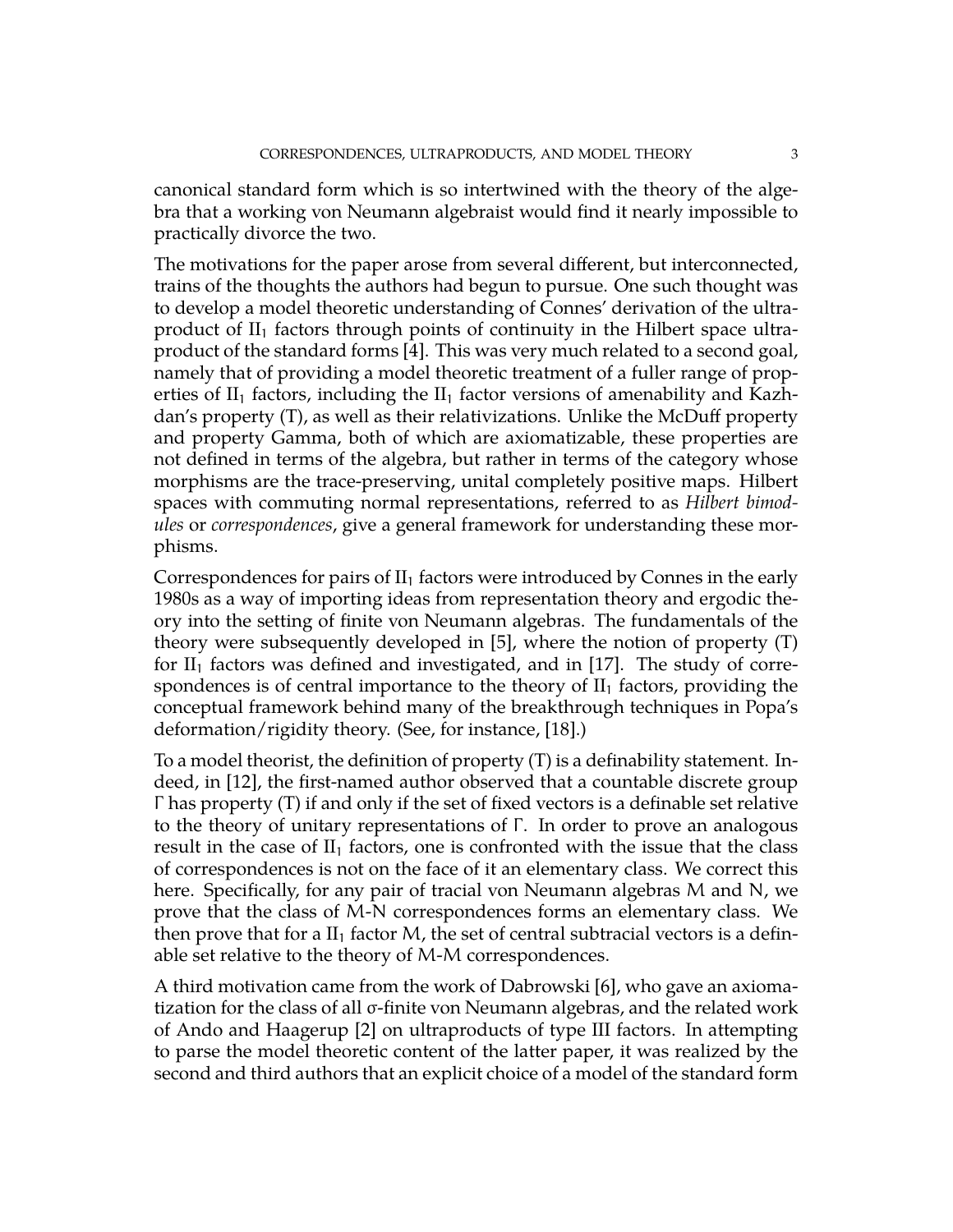canonical standard form which is so intertwined with the theory of the algebra that a working von Neumann algebraist would find it nearly impossible to practically divorce the two.

The motivations for the paper arose from several different, but interconnected, trains of the thoughts the authors had begun to pursue. One such thought was to develop a model theoretic understanding of Connes' derivation of the ultraproduct of $\mathrm{II}_1$ factors through points of continuity in the Hilbert space ultraproduct of the standard forms [4]. This was very much related to a second goal, namely that of providing a model theoretic treatment of a fuller range of properties of $\mathrm{II}_1$ factors, including the $\mathrm{II}_1$ factor versions of amenability and Kazhdan's property (T), as well as their relativizations. Unlike the McDuff property and property Gamma, both of which are axiomatizable, these properties are not defined in terms of the algebra, but rather in terms of the category whose morphisms are the trace-preserving, unital completely positive maps. Hilbert spaces with commuting normal representations, referred to as *Hilbert bimodules* or *correspondences*, give a general framework for understanding these morphisms.

Correspondences for pairs of $\mathrm{II}_1$ factors were introduced by Connes in the early 1980s as a way of importing ideas from representation theory and ergodic theory into the setting of finite von Neumann algebras. The fundamentals of the theory were subsequently developed in [5], where the notion of property (T) for $\mathrm{II}_1$ factors was defined and investigated, and in [17]. The study of correspondences is of central importance to the theory of $\mathrm{II}_1$ factors, providing the conceptual framework behind many of the breakthrough techniques in Popa's deformation/rigidity theory. (See, for instance, [18].)

To a model theorist, the definition of property (T) is a definability statement. Indeed, in [12], the first-named author observed that a countable discrete group $\Gamma$ has property (T) if and only if the set of fixed vectors is a definable set relative to the theory of unitary representations of $\Gamma$. In order to prove an analogous result in the case of $\mathrm{II}_1$ factors, one is confronted with the issue that the class of correspondences is not on the face of it an elementary class. We correct this here. Specifically, for any pair of tracial von Neumann algebras $M$ and $N$, we prove that the class of $M$-$N$ correspondences forms an elementary class. We then prove that for a $\mathrm{II}_1$ factor $M$, the set of central subtracial vectors is a definable set relative to the theory of $M$-$M$ correspondences.

A third motivation came from the work of Dabrowski [6], who gave an axiomatization for the class of all $\sigma$-finite von Neumann algebras, and the related work of Ando and Haagerup [2] on ultraproducts of type III factors. In attempting to parse the model theoretic content of the latter paper, it was realized by the second and third authors that an explicit choice of a model of the standard form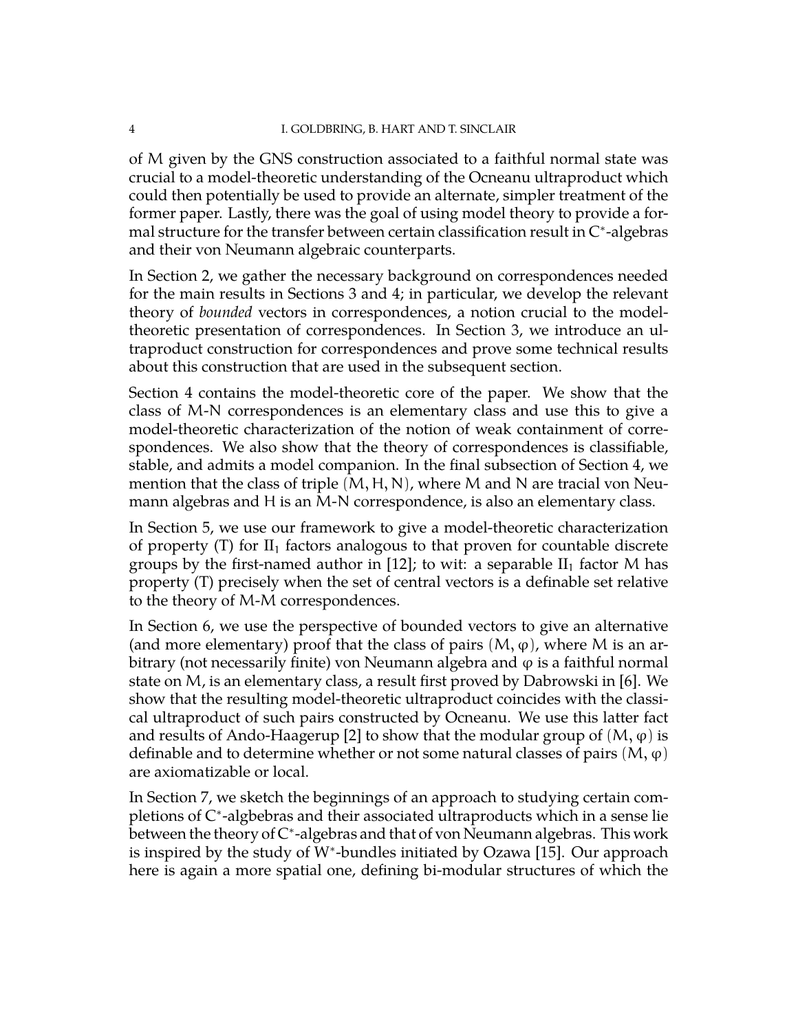of $M$ given by the GNS construction associated to a faithful normal state was crucial to a model-theoretic understanding of the Ocneanu ultraproduct which could then potentially be used to provide an alternate, simpler treatment of the former paper. Lastly, there was the goal of using model theory to provide a formal structure for the transfer between certain classification result in $C^*$-algebras and their von Neumann algebraic counterparts.

In Section 2, we gather the necessary background on correspondences needed for the main results in Sections 3 and 4; in particular, we develop the relevant theory of *bounded* vectors in correspondences, a notion crucial to the model-theoretic presentation of correspondences. In Section 3, we introduce an ultraproduct construction for correspondences and prove some technical results about this construction that are used in the subsequent section.

Section 4 contains the model-theoretic core of the paper. We show that the class of $M$-$N$ correspondences is an elementary class and use this to give a model-theoretic characterization of the notion of weak containment of correspondences. We also show that the theory of correspondences is classifiable, stable, and admits a model companion. In the final subsection of Section 4, we mention that the class of triple $(M, H, N)$, where $M$ and $N$ are tracial von Neumann algebras and $H$ is an $M$-$N$ correspondence, is also an elementary class.

In Section 5, we use our framework to give a model-theoretic characterization of property (T) for $\mathrm{II}_1$ factors analogous to that proven for countable discrete groups by the first-named author in [12]; to wit: a separable $\mathrm{II}_1$ factor $M$ has property (T) precisely when the set of central vectors is a definable set relative to the theory of $M$-$M$ correspondences.

In Section 6, we use the perspective of bounded vectors to give an alternative (and more elementary) proof that the class of pairs $(M, \varphi)$, where $M$ is an arbitrary (not necessarily finite) von Neumann algebra and $\varphi$ is a faithful normal state on $M$, is an elementary class, a result first proved by Dabrowski in [6]. We show that the resulting model-theoretic ultraproduct coincides with the classical ultraproduct of such pairs constructed by Ocneanu. We use this latter fact and results of Ando-Haagerup [2] to show that the modular group of $(M, \varphi)$ is definable and to determine whether or not some natural classes of pairs $(M, \varphi)$ are axiomatizable or local.

In Section 7, we sketch the beginnings of an approach to studying certain completions of $C^*$-algbebras and their associated ultraproducts which in a sense lie between the theory of $C^*$-algebras and that of von Neumann algebras. This work is inspired by the study of $W^*$-bundles initiated by Ozawa [15]. Our approach here is again a more spatial one, defining bi-modular structures of which the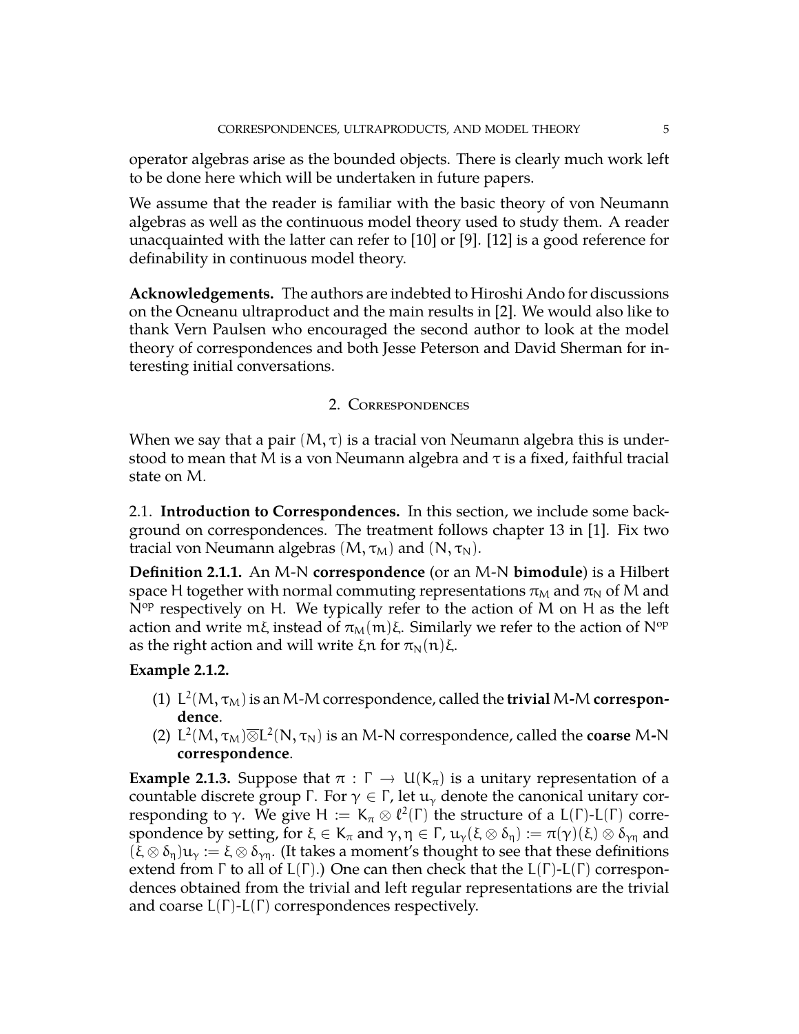operator algebras arise as the bounded objects. There is clearly much work left to be done here which will be undertaken in future papers.

We assume that the reader is familiar with the basic theory of von Neumann algebras as well as the continuous model theory used to study them. A reader unacquainted with the latter can refer to [10] or [9]. [12] is a good reference for definability in continuous model theory.

**Acknowledgements.** The authors are indebted to Hiroshi Ando for discussions on the Ocneanu ultraproduct and the main results in [2]. We would also like to thank Vern Paulsen who encouraged the second author to look at the model theory of correspondences and both Jesse Peterson and David Sherman for interesting initial conversations.

## 2. Correspondences

When we say that a pair $(M, \tau)$ is a tracial von Neumann algebra this is understood to mean that $M$ is a von Neumann algebra and $\tau$ is a fixed, faithful tracial state on $M$.

### 2.1. Introduction to Correspondences.

In this section, we include some background on correspondences. The treatment follows chapter 13 in [1]. Fix two tracial von Neumann algebras $(M, \tau_M)$ and $(N, \tau_N)$.

**Definition 2.1.1.** An $M$-$N$ **correspondence** (or an $M$-$N$ **bimodule**) is a Hilbert space $H$ together with normal commuting representations $\pi_M$ and $\pi_N$ of $M$ and $N^{op}$ respectively on $H$. We typically refer to the action of $M$ on $H$ as the left action and write $m\xi$ instead of $\pi_M(m)\xi$. Similarly we refer to the action of $N^{op}$ as the right action and will write $\xi n$ for $\pi_N(n)\xi$.

**Example 2.1.2.**

1. $L^2(M, \tau_M)$ is an $M$-$M$ correspondence, called the **trivial** $M$**-**$M$ **correspondence**.
2. $L^2(M, \tau_M)\overline{\otimes}L^2(N, \tau_N)$ is an $M$-$N$ correspondence, called the **coarse** $M$**-**$N$ **correspondence**.

**Example 2.1.3.** Suppose that $\pi : \Gamma \to U(K_\pi)$ is a unitary representation of a countable discrete group $\Gamma$. For $\gamma \in \Gamma$, let $u_\gamma$ denote the canonical unitary corresponding to $\gamma$. We give $H := K_\pi \otimes \ell^2(\Gamma)$ the structure of a $L(\Gamma)$-$L(\Gamma)$ correspondence by setting, for $\xi \in K_\pi$ and $\gamma, \eta \in \Gamma$, $u_\gamma(\xi \otimes \delta_\eta) := \pi(\gamma)(\xi) \otimes \delta_{\gamma\eta}$ and $(\xi \otimes \delta_\eta)u_\gamma := \xi \otimes \delta_{\gamma\eta}$. (It takes a moment's thought to see that these definitions extend from $\Gamma$ to all of $L(\Gamma)$.) One can then check that the $L(\Gamma)$-$L(\Gamma)$ correspondences obtained from the trivial and left regular representations are the trivial and coarse $L(\Gamma)$-$L(\Gamma)$ correspondences respectively.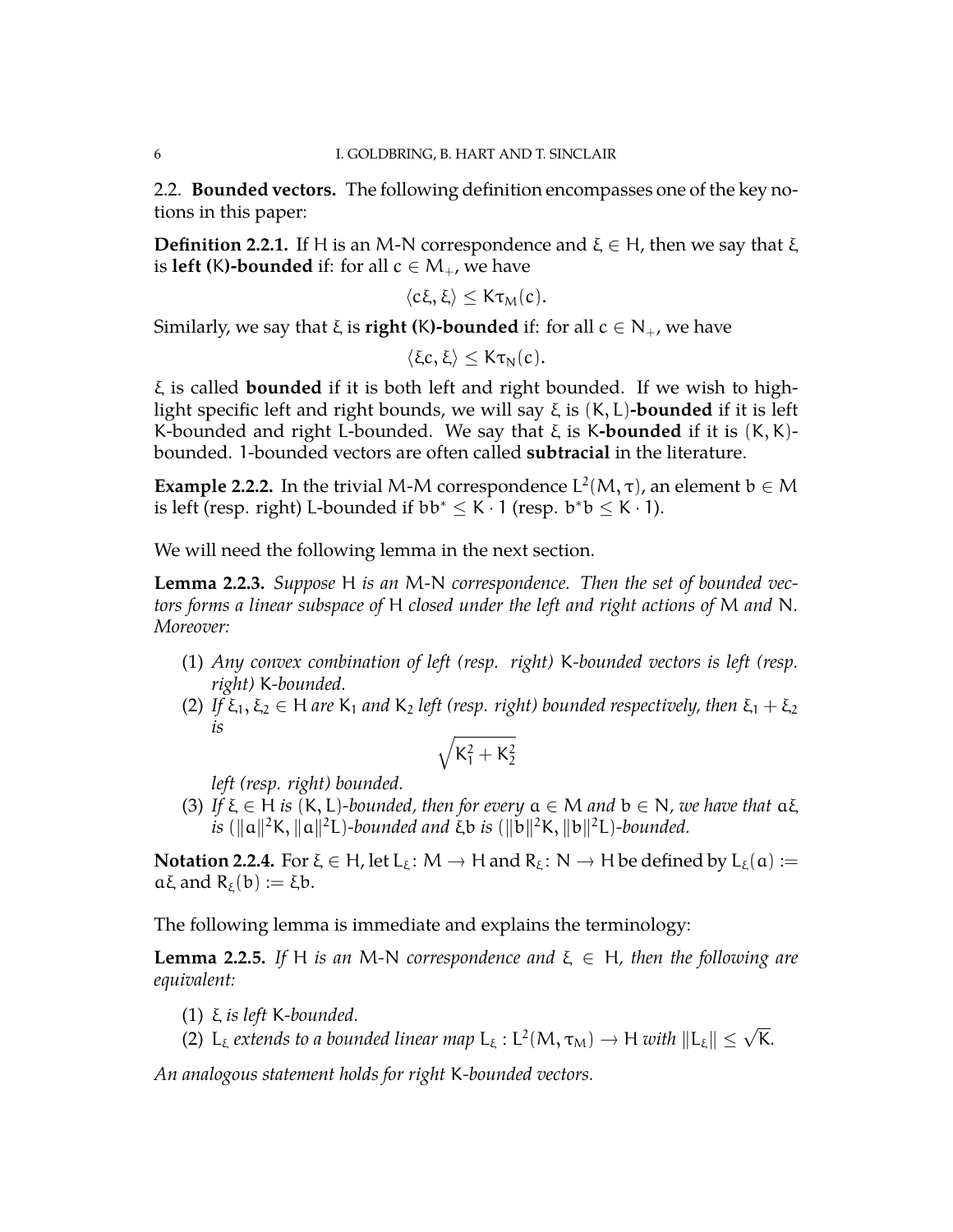## 2.2. **Bounded vectors.**

The following definition encompasses one of the key notions in this paper:

**Definition 2.2.1.** If $H$ is an $M$-$N$ correspondence and $\xi \in H$, then we say that $\xi$ is **left (K)-bounded** if: for all $c \in M_+$, we have

$$\langle c\xi, \xi\rangle \leq K\tau_M(c).$$

Similarly, we say that $\xi$ is **right (K)-bounded** if: for all $c \in N_+$, we have

$$\langle \xi c, \xi\rangle \leq K\tau_N(c).$$

$\xi$ is called **bounded** if it is both left and right bounded. If we wish to highlight specific left and right bounds, we will say $\xi$ is $(K, L)$**-bounded** if it is left $K$-bounded and right $L$-bounded. We say that $\xi$ is $K$**-bounded** if it is $(K, K)$-bounded. 1-bounded vectors are often called **subtracial** in the literature.

**Example 2.2.2.** In the trivial $M$-$M$ correspondence $L^2(M, \tau)$, an element $b \in M$ is left (resp. right) $L$-bounded if $bb^* \leq K \cdot 1$ (resp. $b^*b \leq K \cdot 1$).

We will need the following lemma in the next section.

**Lemma 2.2.3.** *Suppose $H$ is an $M$-$N$ correspondence. Then the set of bounded vectors forms a linear subspace of $H$ closed under the left and right actions of $M$ and $N$. Moreover:*

1. *Any convex combination of left (resp. right) $K$-bounded vectors is left (resp. right) $K$-bounded.*
2. *If $\xi_1, \xi_2 \in H$ are $K_1$ and $K_2$ left (resp. right) bounded respectively, then $\xi_1 + \xi_2$ is*
$$\sqrt{K_1^2 + K_2^2}$$
*left (resp. right) bounded.*
3. *If $\xi \in H$ is $(K, L)$-bounded, then for every $a \in M$ and $b \in N$, we have that $a\xi$ is $(\|a\|^2 K, \|a\|^2 L)$-bounded and $\xi b$ is $(\|b\|^2 K, \|b\|^2 L)$-bounded.*

**Notation 2.2.4.** For $\xi \in H$, let $L_\xi \colon M \to H$ and $R_\xi \colon N \to H$ be defined by $L_\xi(a) := a\xi$ and $R_\xi(b) := \xi b$.

The following lemma is immediate and explains the terminology:

**Lemma 2.2.5.** *If $H$ is an $M$-$N$ correspondence and $\xi \in H$, then the following are equivalent:*

1. *$\xi$ is left $K$-bounded.*
2. *$L_\xi$ extends to a bounded linear map $L_\xi : L^2(M, \tau_M) \to H$ with $\|L_\xi\| \leq \sqrt{K}$.*

*An analogous statement holds for right $K$-bounded vectors.*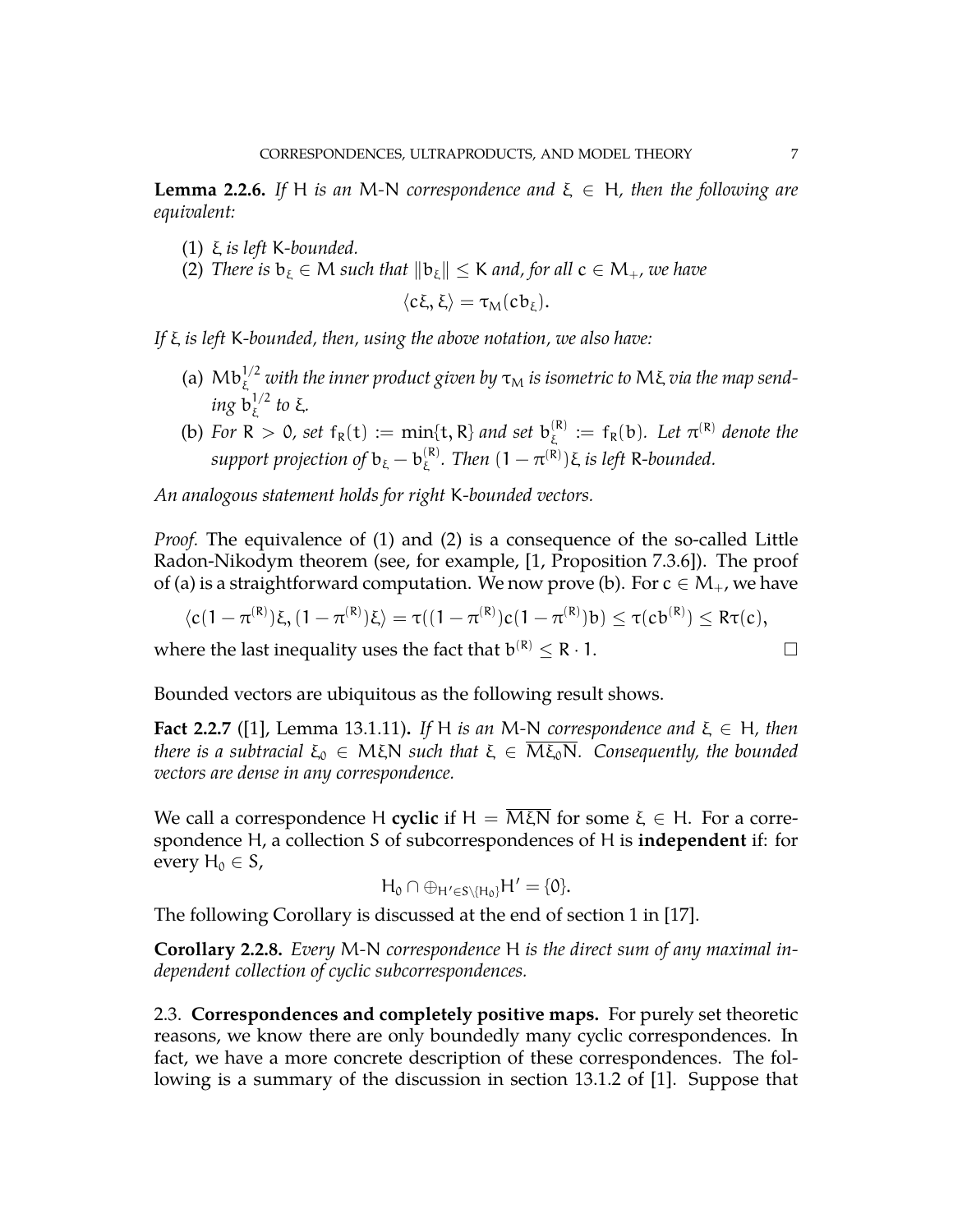**Lemma 2.2.6.** *If $H$ is an $M$-$N$ correspondence and $\xi \in H$, then the following are equivalent:*

1. *$\xi$ is left $K$-bounded.*
2. *There is $b_\xi \in M$ such that $\|b_\xi\| \leq K$ and, for all $c \in M_+$, we have*
$$\langle c\xi, \xi \rangle = \tau_M(cb_\xi).$$

*If $\xi$ is left $K$-bounded, then, using the above notation, we also have:*

(a) *$Mb_\xi^{1/2}$ with the inner product given by $\tau_M$ is isometric to $M\xi$ via the map sending $b_\xi^{1/2}$ to $\xi$.*

(b) *For $R > 0$, set $f_R(t) := \min\{t, R\}$ and set $b_\xi^{(R)} := f_R(b)$. Let $\pi^{(R)}$ denote the support projection of $b_\xi - b_\xi^{(R)}$. Then $(1 - \pi^{(R)})\xi$ is left $R$-bounded.*

*An analogous statement holds for right $K$-bounded vectors.*

*Proof.* The equivalence of (1) and (2) is a consequence of the so-called Little Radon-Nikodym theorem (see, for example, [1, Proposition 7.3.6]). The proof of (a) is a straightforward computation. We now prove (b). For $c \in M_+$, we have

$$\langle c(1 - \pi^{(R)})\xi, (1 - \pi^{(R)})\xi \rangle = \tau((1 - \pi^{(R)})c(1 - \pi^{(R)})b) \leq \tau(cb^{(R)}) \leq R\tau(c),$$

where the last inequality uses the fact that $b^{(R)} \leq R \cdot 1$. □

Bounded vectors are ubiquitous as the following result shows.

**Fact 2.2.7** ([1], Lemma 13.1.11)**.** *If $H$ is an $M$-$N$ correspondence and $\xi \in H$, then there is a subtracial $\xi_0 \in M\xi N$ such that $\xi \in \overline{M\xi_0 N}$. Consequently, the bounded vectors are dense in any correspondence.*

We call a correspondence $H$ **cyclic** if $H = \overline{M\xi N}$ for some $\xi \in H$. For a correspondence $H$, a collection $S$ of subcorrespondences of $H$ is **independent** if: for every $H_0 \in S$,

$$H_0 \cap \oplus_{H' \in S \setminus \{H_0\}} H' = \{0\}.$$

The following Corollary is discussed at the end of section 1 in [17].

**Corollary 2.2.8.** *Every $M$-$N$ correspondence $H$ is the direct sum of any maximal independent collection of cyclic subcorrespondences.*

## 2.3. Correspondences and completely positive maps.

For purely set theoretic reasons, we know there are only boundedly many cyclic correspondences. In fact, we have a more concrete description of these correspondences. The following is a summary of the discussion in section 13.1.2 of [1]. Suppose that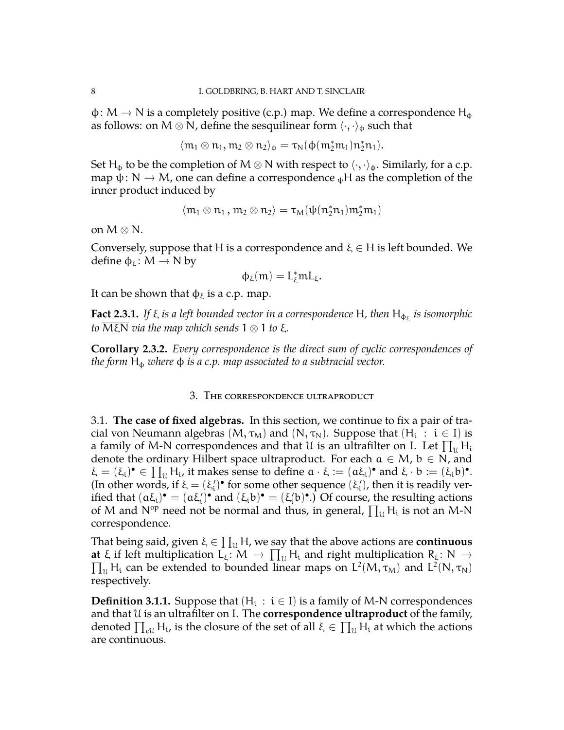$\phi\colon M \to N$ is a completely positive (c.p.) map. We define a correspondence $H_\phi$ as follows: on $M \otimes N$, define the sesquilinear form $\langle \cdot, \cdot \rangle_\phi$ such that

$$\langle m_1 \otimes n_1, m_2 \otimes n_2 \rangle_\phi = \tau_N(\phi(m_2^* m_1) n_2^* n_1).$$

Set $H_\phi$ to be the completion of $M \otimes N$ with respect to $\langle \cdot, \cdot \rangle_\phi$. Similarly, for a c.p. map $\psi\colon N \to M$, one can define a correspondence ${}_\psi H$ as the completion of the inner product induced by

$$\langle m_1 \otimes n_1 \, , \, m_2 \otimes n_2 \rangle = \tau_M(\psi(n_2^* n_1) m_2^* m_1)$$

on $M \otimes N$.

Conversely, suppose that $H$ is a correspondence and $\xi \in H$ is left bounded. We define $\phi_\xi \colon M \to N$ by

$$\phi_\xi(m) = L_\xi^* m L_\xi.$$

It can be shown that $\phi_\xi$ is a c.p. map.

**Fact 2.3.1.** *If $\xi$ is a left bounded vector in a correspondence $H$, then $H_{\phi_\xi}$ is isomorphic to $\overline{M\xi N}$ via the map which sends $1 \otimes 1$ to $\xi$.*

**Corollary 2.3.2.** *Every correspondence is the direct sum of cyclic correspondences of the form $H_\phi$ where $\phi$ is a c.p. map associated to a subtracial vector.*

## 3. The correspondence ultraproduct

3.1. **The case of fixed algebras.** In this section, we continue to fix a pair of tracial von Neumann algebras $(M, \tau_M)$ and $(N, \tau_N)$. Suppose that $(H_i \, : \, i \in I)$ is a family of M-N correspondences and that $\mathcal{U}$ is an ultrafilter on I. Let $\prod_{\mathcal{U}} H_i$ denote the ordinary Hilbert space ultraproduct. For each $a \in M$, $b \in N$, and $\xi = (\xi_i)^\bullet \in \prod_{\mathcal{U}} H_i$, it makes sense to define $a \cdot \xi := (a\xi_i)^\bullet$ and $\xi \cdot b := (\xi_i b)^\bullet$. (In other words, if $\xi = (\xi_i')^\bullet$ for some other sequence $(\xi_i')$, then it is readily verified that $(a\xi_i)^\bullet = (a\xi_i')^\bullet$ and $(\xi_i b)^\bullet = (\xi_i' b)^\bullet$.) Of course, the resulting actions of M and $N^{op}$ need not be normal and thus, in general, $\prod_{\mathcal{U}} H_i$ is not an M-N correspondence.

That being said, given $\xi \in \prod_{\mathcal{U}} H$, we say that the above actions are **continuous at** $\xi$ if left multiplication $L_\xi \colon M \to \prod_{\mathcal{U}} H_i$ and right multiplication $R_\xi \colon N \to \prod_{\mathcal{U}} H_i$ can be extended to bounded linear maps on $L^2(M, \tau_M)$ and $L^2(N, \tau_N)$ respectively.

**Definition 3.1.1.** Suppose that $(H_i \, : \, i \in I)$ is a family of M-N correspondences and that $\mathcal{U}$ is an ultrafilter on I. The **correspondence ultraproduct** of the family, denoted $\prod_{c\mathcal{U}} H_i$, is the closure of the set of all $\xi \in \prod_{\mathcal{U}} H_i$ at which the actions are continuous.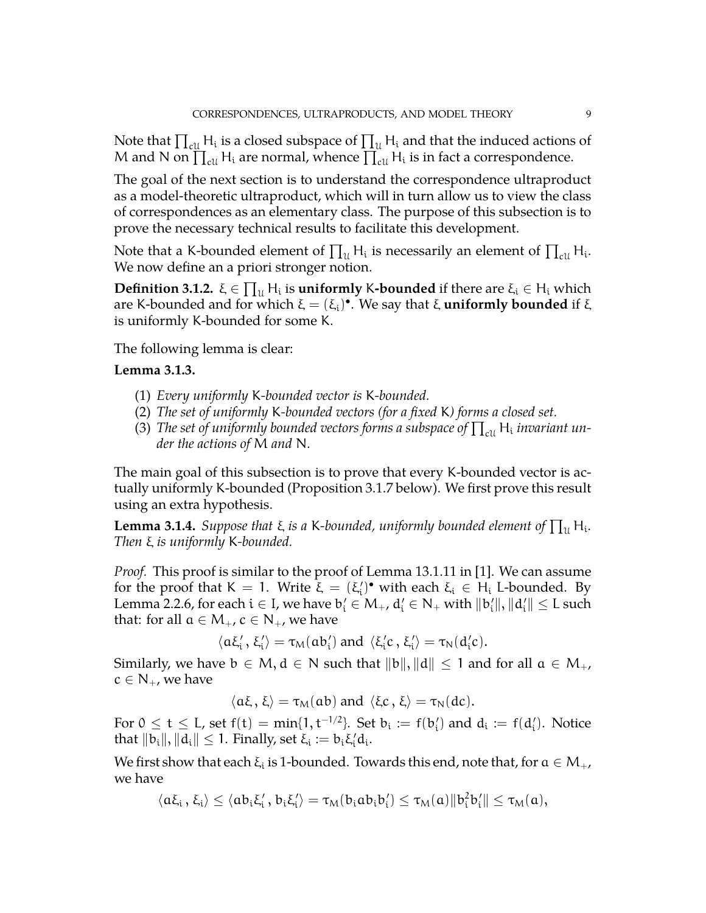Note that $\prod_{c\mathcal{U}} H_i$ is a closed subspace of $\prod_{\mathcal{U}} H_i$ and that the induced actions of $M$ and $N$ on $\prod_{c\mathcal{U}} H_i$ are normal, whence $\prod_{c\mathcal{U}} H_i$ is in fact a correspondence.

The goal of the next section is to understand the correspondence ultraproduct as a model-theoretic ultraproduct, which will in turn allow us to view the class of correspondences as an elementary class. The purpose of this subsection is to prove the necessary technical results to facilitate this development.

Note that a $K$-bounded element of $\prod_{\mathcal{U}} H_i$ is necessarily an element of $\prod_{c\mathcal{U}} H_i$. We now define an a priori stronger notion.

**Definition 3.1.2.** $\xi \in \prod_{\mathcal{U}} H_i$ is **uniformly** $K$**-bounded** if there are $\xi_i \in H_i$ which are $K$-bounded and for which $\xi = (\xi_i)^\bullet$. We say that $\xi$ **uniformly bounded** if $\xi$ is uniformly $K$-bounded for some $K$.

The following lemma is clear:

**Lemma 3.1.3.**

1. *Every uniformly* $K$*-bounded vector is* $K$*-bounded.*
2. *The set of uniformly* $K$*-bounded vectors (for a fixed* $K$*) forms a closed set.*
3. *The set of uniformly bounded vectors forms a subspace of* $\prod_{c\mathcal{U}} H_i$ *invariant under the actions of* $M$ *and* $N$*.*

The main goal of this subsection is to prove that every $K$-bounded vector is actually uniformly $K$-bounded (Proposition 3.1.7 below). We first prove this result using an extra hypothesis.

**Lemma 3.1.4.** *Suppose that* $\xi$ *is a* $K$*-bounded, uniformly bounded element of* $\prod_{\mathcal{U}} H_i$*. Then* $\xi$ *is uniformly* $K$*-bounded.*

*Proof.* This proof is similar to the proof of Lemma 13.1.11 in [1]. We can assume for the proof that $K = 1$. Write $\xi = (\xi_i')^\bullet$ with each $\xi_i \in H_i$ $L$-bounded. By Lemma 2.2.6, for each $i \in I$, we have $b_i' \in M_+$, $d_i' \in N_+$ with $\|b_i'\|, \|d_i'\| \leq L$ such that: for all $a \in M_+$, $c \in N_+$, we have

$$\langle a\xi_i', \xi_i' \rangle = \tau_M(ab_i') \text{ and } \langle \xi_i' c, \xi_i' \rangle = \tau_N(d_i' c).$$

Similarly, we have $b \in M$, $d \in N$ such that $\|b\|, \|d\| \leq 1$ and for all $a \in M_+$, $c \in N_+$, we have

$$\langle a\xi, \xi \rangle = \tau_M(ab) \text{ and } \langle \xi c, \xi \rangle = \tau_N(dc).$$

For $0 \leq t \leq L$, set $f(t) = \min\{1, t^{-1/2}\}$. Set $b_i := f(b_i')$ and $d_i := f(d_i')$. Notice that $\|b_i\|, \|d_i\| \leq 1$. Finally, set $\xi_i := b_i \xi_i' d_i$.

We first show that each $\xi_i$ is 1-bounded. Towards this end, note that, for $a \in M_+$, we have

$$\langle a\xi_i, \xi_i \rangle \leq \langle ab_i\xi_i', b_i\xi_i' \rangle = \tau_M(b_i a b_i b_i') \leq \tau_M(a)\|b_i^2 b_i'\| \leq \tau_M(a),$$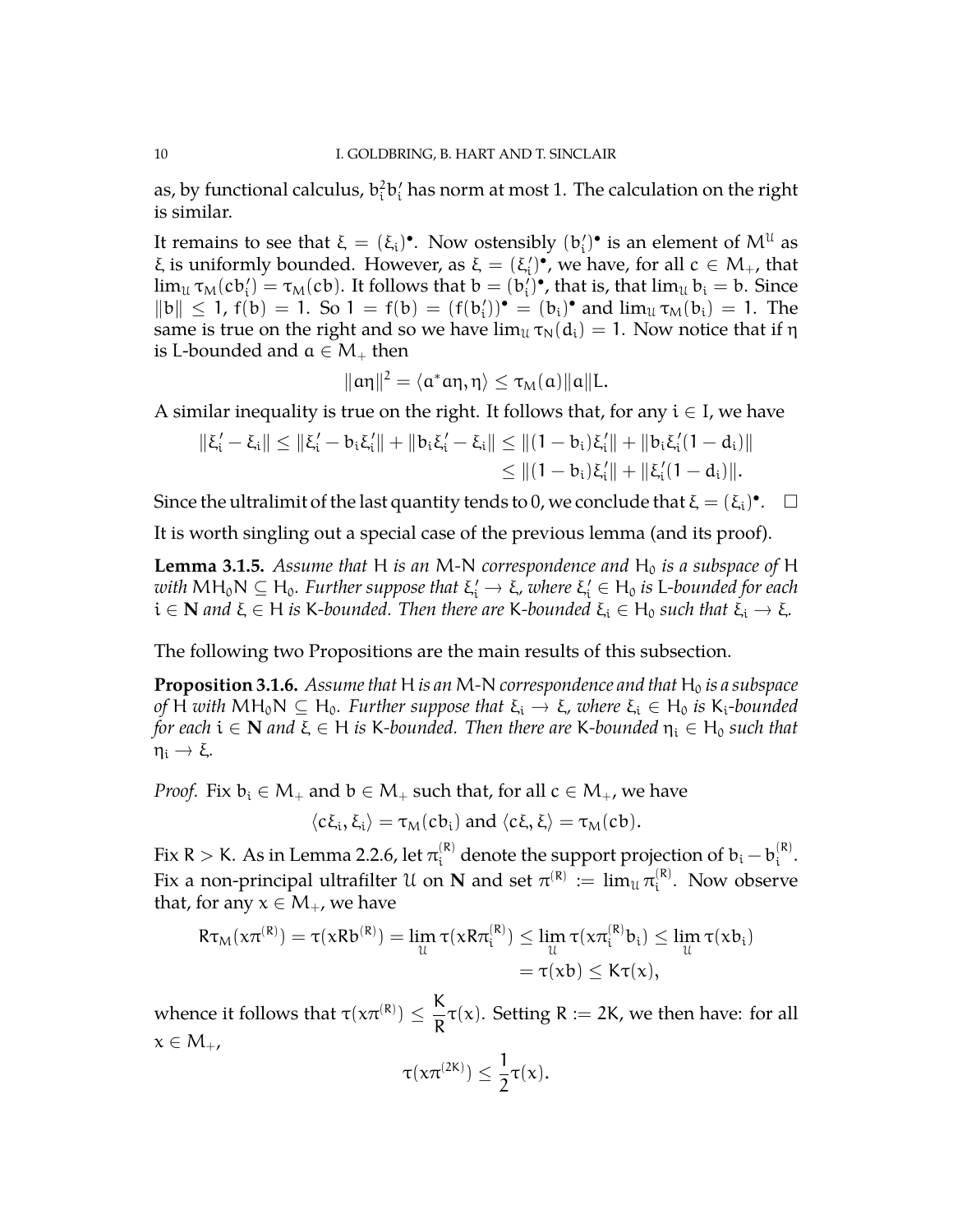as, by functional calculus, $b_i^2 b_i'$ has norm at most 1. The calculation on the right is similar.

It remains to see that $\xi = (\xi_i)^\bullet$. Now ostensibly $(b_i')^\bullet$ is an element of $M^{\mathcal{U}}$ as $\xi$ is uniformly bounded. However, as $\xi = (\xi_i')^\bullet$, we have, for all $c \in M_+$, that $\lim_{\mathcal{U}} \tau_M(cb_i') = \tau_M(cb)$. It follows that $b = (b_i')^\bullet$, that is, that $\lim_{\mathcal{U}} b_i = b$. Since $\|b\| \leq 1$, $f(b) = 1$. So $1 = f(b) = (f(b_i'))^\bullet = (b_i)^\bullet$ and $\lim_{\mathcal{U}} \tau_M(b_i) = 1$. The same is true on the right and so we have $\lim_{\mathcal{U}} \tau_N(d_i) = 1$. Now notice that if $\eta$ is L-bounded and $a \in M_+$ then

$$\|a\eta\|^2 = \langle a^* a\eta, \eta\rangle \leq \tau_M(a)\|a\|L.$$

A similar inequality is true on the right. It follows that, for any $i \in I$, we have

$$\begin{aligned}\|\xi_i' - \xi_i\| \leq \|\xi_i' - b_i\xi_i'\| + \|b_i\xi_i' - \xi_i\| &\leq \|(1 - b_i)\xi_i'\| + \|b_i\xi_i'(1 - d_i)\| \\ &\leq \|(1 - b_i)\xi_i'\| + \|\xi_i'(1 - d_i)\|.\end{aligned}$$

Since the ultralimit of the last quantity tends to 0, we conclude that $\xi = (\xi_i)^\bullet$. $\square$

It is worth singling out a special case of the previous lemma (and its proof).

**Lemma 3.1.5.** *Assume that* $H$ *is an* $M$-$N$ *correspondence and* $H_0$ *is a subspace of* $H$ *with* $MH_0N \subseteq H_0$. *Further suppose that* $\xi_i' \to \xi$, *where* $\xi_i' \in H_0$ *is* $L$*-bounded for each* $i \in \mathbf{N}$ *and* $\xi \in H$ *is* $K$*-bounded. Then there are* $K$*-bounded* $\xi_i \in H_0$ *such that* $\xi_i \to \xi$.

The following two Propositions are the main results of this subsection.

**Proposition 3.1.6.** *Assume that* $H$ *is an* $M$-$N$ *correspondence and that* $H_0$ *is a subspace of* $H$ *with* $MH_0N \subseteq H_0$. *Further suppose that* $\xi_i \to \xi$, *where* $\xi_i \in H_0$ *is* $K_i$*-bounded for each* $i \in \mathbf{N}$ *and* $\xi \in H$ *is* $K$*-bounded. Then there are* $K$*-bounded* $\eta_i \in H_0$ *such that* $\eta_i \to \xi$.

*Proof.* Fix $b_i \in M_+$ and $b \in M_+$ such that, for all $c \in M_+$, we have

$$\langle c\xi_i, \xi_i\rangle = \tau_M(cb_i) \text{ and } \langle c\xi, \xi\rangle = \tau_M(cb).$$

Fix $R > K$. As in Lemma 2.2.6, let $\pi_i^{(R)}$ denote the support projection of $b_i - b_i^{(R)}$. Fix a non-principal ultrafilter $\mathcal{U}$ on $\mathbf{N}$ and set $\pi^{(R)} := \lim_{\mathcal{U}} \pi_i^{(R)}$. Now observe that, for any $x \in M_+$, we have

$$\begin{aligned}R\tau_M(x\pi^{(R)}) = \tau(xRb^{(R)}) = \lim_{\mathcal{U}} \tau(xR\pi_i^{(R)}) \leq \lim_{\mathcal{U}} \tau(x\pi_i^{(R)} b_i) \leq \lim_{\mathcal{U}} \tau(xb_i) \\ = \tau(xb) \leq K\tau(x),\end{aligned}$$

whence it follows that $\tau(x\pi^{(R)}) \leq \dfrac{K}{R}\tau(x)$. Setting $R := 2K$, we then have: for all $x \in M_+$,

$$\tau(x\pi^{(2K)}) \leq \frac{1}{2}\tau(x).$$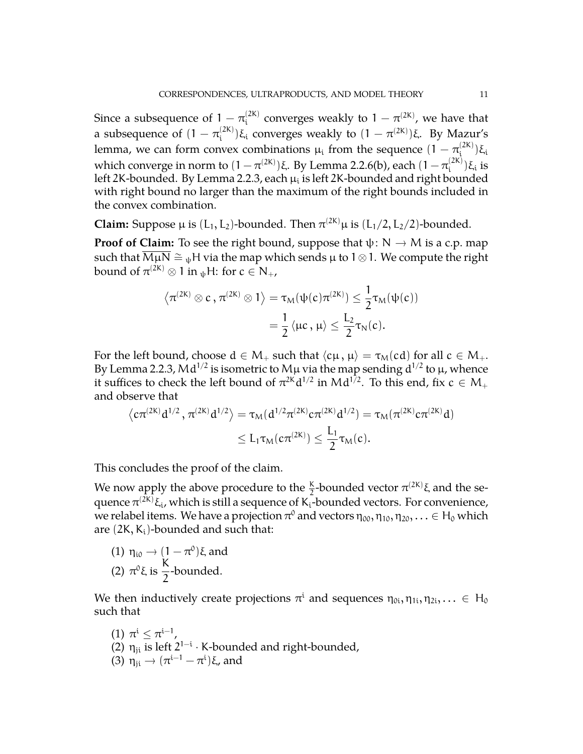Since a subsequence of $1 - \pi_i^{(2K)}$ converges weakly to $1 - \pi^{(2K)}$, we have that a subsequence of $(1 - \pi_i^{(2K)})\xi_i$ converges weakly to $(1 - \pi^{(2K)})\xi$. By Mazur's lemma, we can form convex combinations $\mu_i$ from the sequence $(1 - \pi_i^{(2K)})\xi_i$ which converge in norm to $(1 - \pi^{(2K)})\xi$. By Lemma 2.2.6(b), each $(1 - \pi_i^{(2K)})\xi_i$ is left $2K$-bounded. By Lemma 2.2.3, each $\mu_i$ is left $2K$-bounded and right bounded with right bound no larger than the maximum of the right bounds included in the convex combination.

**Claim:** Suppose $\mu$ is $(L_1, L_2)$-bounded. Then $\pi^{(2K)}\mu$ is $(L_1/2, L_2/2)$-bounded.

**Proof of Claim:** To see the right bound, suppose that $\psi \colon N \to M$ is a c.p. map such that $\overline{M\mu N} \cong {}_\psi H$ via the map which sends $\mu$ to $1 \otimes 1$. We compute the right bound of $\pi^{(2K)} \otimes 1$ in ${}_\psi H$: for $c \in N_+$,

$$\left\langle \pi^{(2K)} \otimes c \, , \, \pi^{(2K)} \otimes 1 \right\rangle = \tau_M(\psi(c)\pi^{(2K)}) \leq \frac{1}{2}\tau_M(\psi(c))$$
$$= \frac{1}{2}\left\langle \mu c \, , \, \mu \right\rangle \leq \frac{L_2}{2}\tau_N(c).$$

For the left bound, choose $d \in M_+$ such that $\langle c\mu \, , \, \mu \rangle = \tau_M(cd)$ for all $c \in M_+$. By Lemma 2.2.3, $Md^{1/2}$ is isometric to $M\mu$ via the map sending $d^{1/2}$ to $\mu$, whence it suffices to check the left bound of $\pi^{2K}d^{1/2}$ in $Md^{1/2}$. To this end, fix $c \in M_+$ and observe that

$$\left\langle c\pi^{(2K)}d^{1/2} \, , \, \pi^{(2K)}d^{1/2} \right\rangle = \tau_M(d^{1/2}\pi^{(2K)}c\pi^{(2K)}d^{1/2}) = \tau_M(\pi^{(2K)}c\pi^{(2K)}d)$$
$$\leq L_1\tau_M(c\pi^{(2K)}) \leq \frac{L_1}{2}\tau_M(c).$$

This concludes the proof of the claim.

We now apply the above procedure to the $\frac{K}{2}$-bounded vector $\pi^{(2K)}\xi$ and the sequence $\pi^{(2K)}\xi_i$, which is still a sequence of $K_i$-bounded vectors. For convenience, we relabel items. We have a projection $\pi^0$ and vectors $\eta_{00}, \eta_{10}, \eta_{20}, \ldots \in H_0$ which are $(2K, K_i)$-bounded and such that:

1. $\eta_{i0} \to (1 - \pi^0)\xi$, and
2. $\pi^0\xi$ is $\dfrac{K}{2}$-bounded.

We then inductively create projections $\pi^i$ and sequences $\eta_{0i}, \eta_{1i}, \eta_{2i}, \ldots \in H_0$ such that

1. $\pi^i \leq \pi^{i-1}$,
2. $\eta_{ji}$ is left $2^{1-i} \cdot K$-bounded and right-bounded,
3. $\eta_{ji} \to (\pi^{i-1} - \pi^i)\xi$, and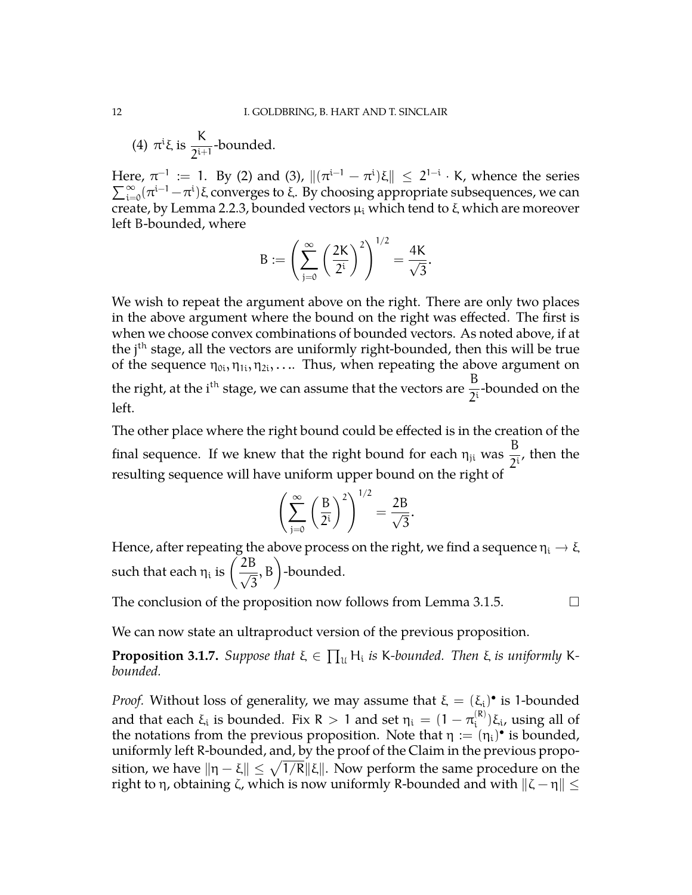(4) $\pi^i\xi$ is $\dfrac{K}{2^{i+1}}$-bounded.

Here, $\pi^{-1} := 1$. By (2) and (3), $\|(\pi^{i-1} - \pi^i)\xi\| \leq 2^{1-i} \cdot K$, whence the series $\sum_{i=0}^{\infty}(\pi^{i-1}-\pi^i)\xi$ converges to $\xi$. By choosing appropriate subsequences, we can create, by Lemma 2.2.3, bounded vectors $\mu_i$ which tend to $\xi$ which are moreover left B-bounded, where

$$B := \left(\sum_{j=0}^{\infty}\left(\frac{2K}{2^i}\right)^2\right)^{1/2} = \frac{4K}{\sqrt{3}}.$$

We wish to repeat the argument above on the right. There are only two places in the above argument where the bound on the right was effected. The first is when we choose convex combinations of bounded vectors. As noted above, if at the $j^{\text{th}}$ stage, all the vectors are uniformly right-bounded, then this will be true of the sequence $\eta_{0i}, \eta_{1i}, \eta_{2i}, \ldots$. Thus, when repeating the above argument on the right, at the $i^{\text{th}}$ stage, we can assume that the vectors are $\dfrac{B}{2^i}$-bounded on the left.

The other place where the right bound could be effected is in the creation of the final sequence. If we knew that the right bound for each $\eta_{ji}$ was $\dfrac{B}{2^i}$, then the resulting sequence will have uniform upper bound on the right of

$$\left(\sum_{j=0}^{\infty}\left(\frac{B}{2^i}\right)^2\right)^{1/2} = \frac{2B}{\sqrt{3}}.$$

Hence, after repeating the above process on the right, we find a sequence $\eta_i \to \xi$ such that each $\eta_i$ is $\left(\dfrac{2B}{\sqrt{3}}, B\right)$-bounded.

The conclusion of the proposition now follows from Lemma 3.1.5. $\square$

We can now state an ultraproduct version of the previous proposition.

**Proposition 3.1.7.** *Suppose that $\xi \in \prod_{\mathcal{U}} H_i$ is K-bounded. Then $\xi$ is uniformly K-bounded.*

*Proof.* Without loss of generality, we may assume that $\xi = (\xi_i)^\bullet$ is 1-bounded and that each $\xi_i$ is bounded. Fix $R > 1$ and set $\eta_i = (1 - \pi_i^{(R)})\xi_i$, using all of the notations from the previous proposition. Note that $\eta := (\eta_i)^\bullet$ is bounded, uniformly left R-bounded, and, by the proof of the Claim in the previous proposition, we have $\|\eta - \xi\| \leq \sqrt{1/R}\|\xi\|$. Now perform the same procedure on the right to $\eta$, obtaining $\zeta$, which is now uniformly R-bounded and with $\|\zeta - \eta\| \leq$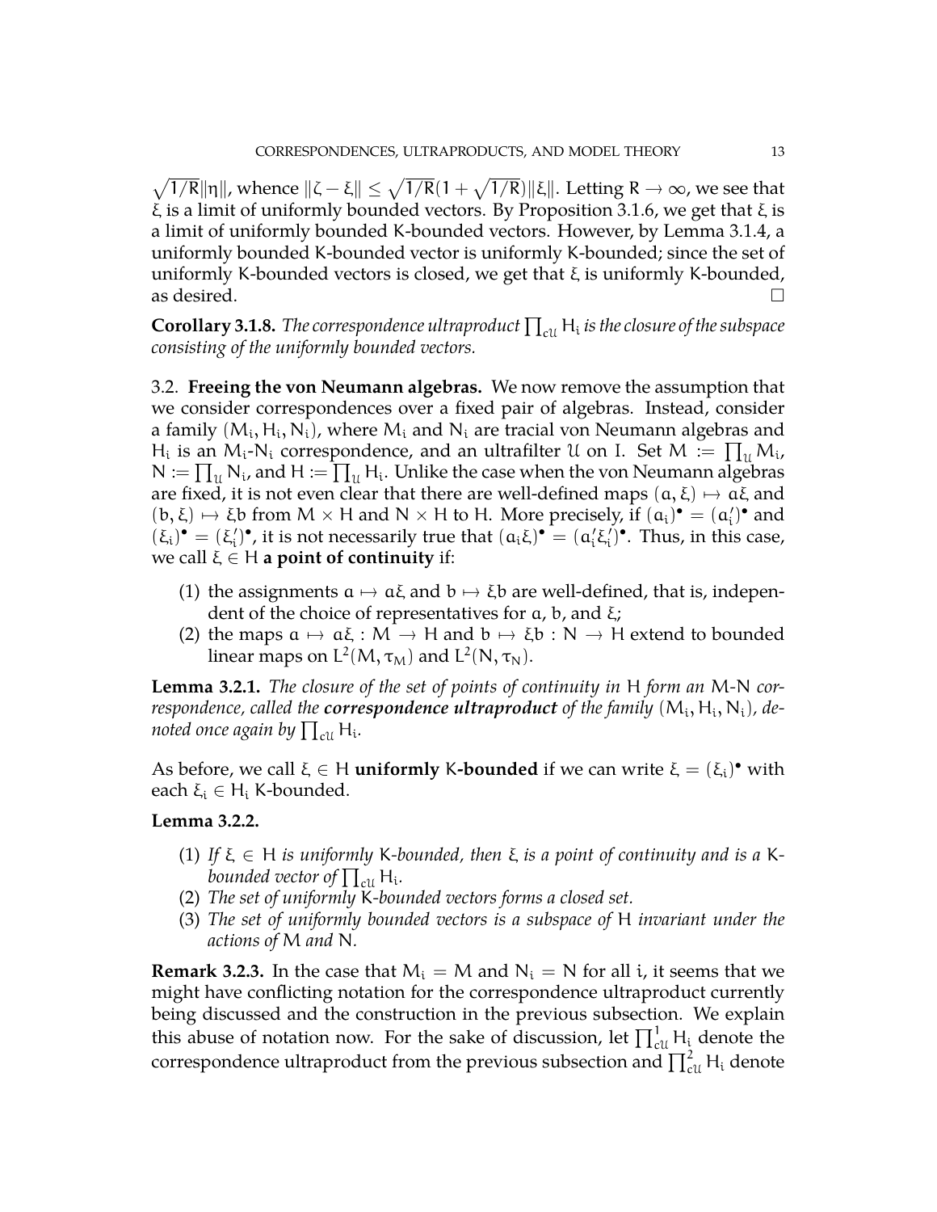$\sqrt{1/R}\|\eta\|$, whence $\|\zeta - \xi\| \leq \sqrt{1/R}(1 + \sqrt{1/R})\|\xi\|$. Letting $R \to \infty$, we see that $\xi$ is a limit of uniformly bounded vectors. By Proposition 3.1.6, we get that $\xi$ is a limit of uniformly bounded K-bounded vectors. However, by Lemma 3.1.4, a uniformly bounded K-bounded vector is uniformly K-bounded; since the set of uniformly K-bounded vectors is closed, we get that $\xi$ is uniformly K-bounded, as desired. □

**Corollary 3.1.8.** *The correspondence ultraproduct $\prod_{c\mathcal{U}} H_i$ is the closure of the subspace consisting of the uniformly bounded vectors.*

### 3.2. Freeing the von Neumann algebras.

We now remove the assumption that we consider correspondences over a fixed pair of algebras. Instead, consider a family $(M_i, H_i, N_i)$, where $M_i$ and $N_i$ are tracial von Neumann algebras and $H_i$ is an $M_i$-$N_i$ correspondence, and an ultrafilter $\mathcal{U}$ on I. Set $M := \prod_{\mathcal{U}} M_i$, $N := \prod_{\mathcal{U}} N_i$, and $H := \prod_{\mathcal{U}} H_i$. Unlike the case when the von Neumann algebras are fixed, it is not even clear that there are well-defined maps $(a, \xi) \mapsto a\xi$ and $(b, \xi) \mapsto \xi b$ from $M \times H$ and $N \times H$ to H. More precisely, if $(a_i)^\bullet = (a_i')^\bullet$ and $(\xi_i)^\bullet = (\xi_i')^\bullet$, it is not necessarily true that $(a_i\xi_i)^\bullet = (a_i'\xi_i')^\bullet$. Thus, in this case, we call $\xi \in H$ **a point of continuity** if:

1. the assignments $a \mapsto a\xi$ and $b \mapsto \xi b$ are well-defined, that is, independent of the choice of representatives for $a$, $b$, and $\xi$;
2. the maps $a \mapsto a\xi : M \to H$ and $b \mapsto \xi b : N \to H$ extend to bounded linear maps on $L^2(M, \tau_M)$ and $L^2(N, \tau_N)$.

**Lemma 3.2.1.** *The closure of the set of points of continuity in H form an M-N correspondence, called the* ***correspondence ultraproduct*** *of the family $(M_i, H_i, N_i)$, denoted once again by $\prod_{c\mathcal{U}} H_i$.*

As before, we call $\xi \in H$ **uniformly K-bounded** if we can write $\xi = (\xi_i)^\bullet$ with each $\xi_i \in H_i$ K-bounded.

**Lemma 3.2.2.**

1. *If $\xi \in H$ is uniformly K-bounded, then $\xi$ is a point of continuity and is a K-bounded vector of $\prod_{c\mathcal{U}} H_i$.*
2. *The set of uniformly K-bounded vectors forms a closed set.*
3. *The set of uniformly bounded vectors is a subspace of H invariant under the actions of M and N.*

**Remark 3.2.3.** In the case that $M_i = M$ and $N_i = N$ for all $i$, it seems that we might have conflicting notation for the correspondence ultraproduct currently being discussed and the construction in the previous subsection. We explain this abuse of notation now. For the sake of discussion, let $\prod^1_{c\mathcal{U}} H_i$ denote the correspondence ultraproduct from the previous subsection and $\prod^2_{c\mathcal{U}} H_i$ denote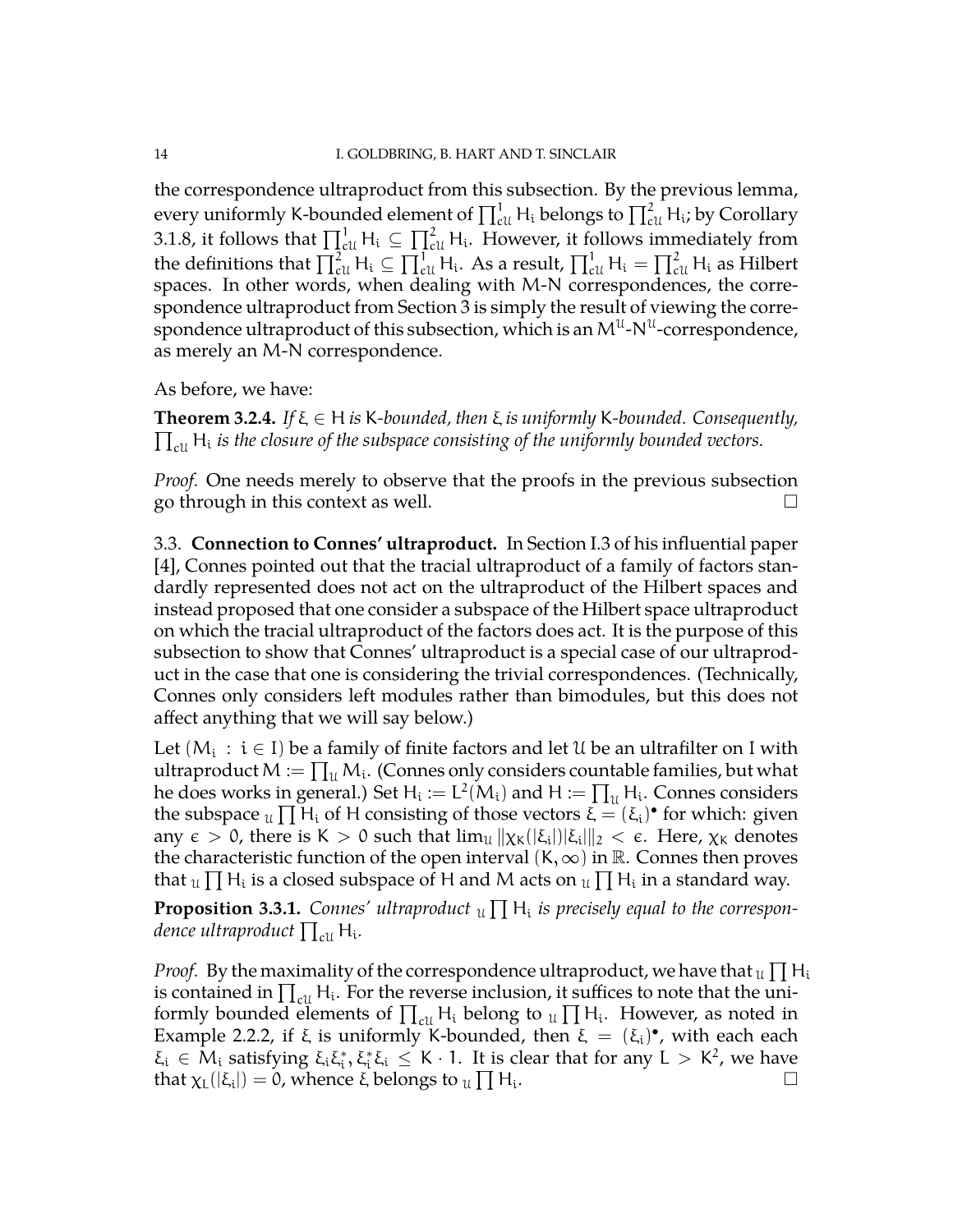the correspondence ultraproduct from this subsection. By the previous lemma, every uniformly K-bounded element of $\prod^1_{c\mathcal{U}} H_i$ belongs to $\prod^2_{c\mathcal{U}} H_i$; by Corollary 3.1.8, it follows that $\prod^1_{c\mathcal{U}} H_i \subseteq \prod^2_{c\mathcal{U}} H_i$. However, it follows immediately from the definitions that $\prod^2_{c\mathcal{U}} H_i \subseteq \prod^1_{c\mathcal{U}} H_i$. As a result, $\prod^1_{c\mathcal{U}} H_i = \prod^2_{c\mathcal{U}} H_i$ as Hilbert spaces. In other words, when dealing with M-N correspondences, the correspondence ultraproduct from Section 3 is simply the result of viewing the correspondence ultraproduct of this subsection, which is an $M^{\mathcal{U}}$-$N^{\mathcal{U}}$-correspondence, as merely an M-N correspondence.

As before, we have:

**Theorem 3.2.4.** *If $\xi \in H$ is K-bounded, then $\xi$ is uniformly K-bounded. Consequently, $\prod_{c\mathcal{U}} H_i$ is the closure of the subspace consisting of the uniformly bounded vectors.*

*Proof.* One needs merely to observe that the proofs in the previous subsection go through in this context as well. □

3.3. **Connection to Connes' ultraproduct.** In Section I.3 of his influential paper [4], Connes pointed out that the tracial ultraproduct of a family of factors standardly represented does not act on the ultraproduct of the Hilbert spaces and instead proposed that one consider a subspace of the Hilbert space ultraproduct on which the tracial ultraproduct of the factors does act. It is the purpose of this subsection to show that Connes' ultraproduct is a special case of our ultraproduct in the case that one is considering the trivial correspondences. (Technically, Connes only considers left modules rather than bimodules, but this does not affect anything that we will say below.)

Let $(M_i : i \in I)$ be a family of finite factors and let $\mathcal{U}$ be an ultrafilter on I with ultraproduct $M := \prod_{\mathcal{U}} M_i$. (Connes only considers countable families, but what he does works in general.) Set $H_i := L^2(M_i)$ and $H := \prod_{\mathcal{U}} H_i$. Connes considers the subspace ${}_{\mathcal{U}}\prod H_i$ of H consisting of those vectors $\xi = (\xi_i)^\bullet$ for which: given any $\epsilon > 0$, there is $K > 0$ such that $\lim_{\mathcal{U}} \|\chi_K(|\xi_i|)|\xi_i|\|_2 < \epsilon$. Here, $\chi_K$ denotes the characteristic function of the open interval $(K, \infty)$ in $\mathbb{R}$. Connes then proves that ${}_{\mathcal{U}}\prod H_i$ is a closed subspace of H and M acts on ${}_{\mathcal{U}}\prod H_i$ in a standard way.

**Proposition 3.3.1.** *Connes' ultraproduct ${}_{\mathcal{U}}\prod H_i$ is precisely equal to the correspondence ultraproduct $\prod_{c\mathcal{U}} H_i$.*

*Proof.* By the maximality of the correspondence ultraproduct, we have that ${}_{\mathcal{U}}\prod H_i$ is contained in $\prod_{c\mathcal{U}} H_i$. For the reverse inclusion, it suffices to note that the uniformly bounded elements of $\prod_{c\mathcal{U}} H_i$ belong to ${}_{\mathcal{U}}\prod H_i$. However, as noted in Example 2.2.2, if $\xi$ is uniformly K-bounded, then $\xi = (\xi_i)^\bullet$, with each each $\xi_i \in M_i$ satisfying $\xi_i\xi_i^*, \xi_i^*\xi_i \leq K \cdot 1$. It is clear that for any $L > K^2$, we have that $\chi_L(|\xi_i|) = 0$, whence $\xi$ belongs to ${}_{\mathcal{U}}\prod H_i$. □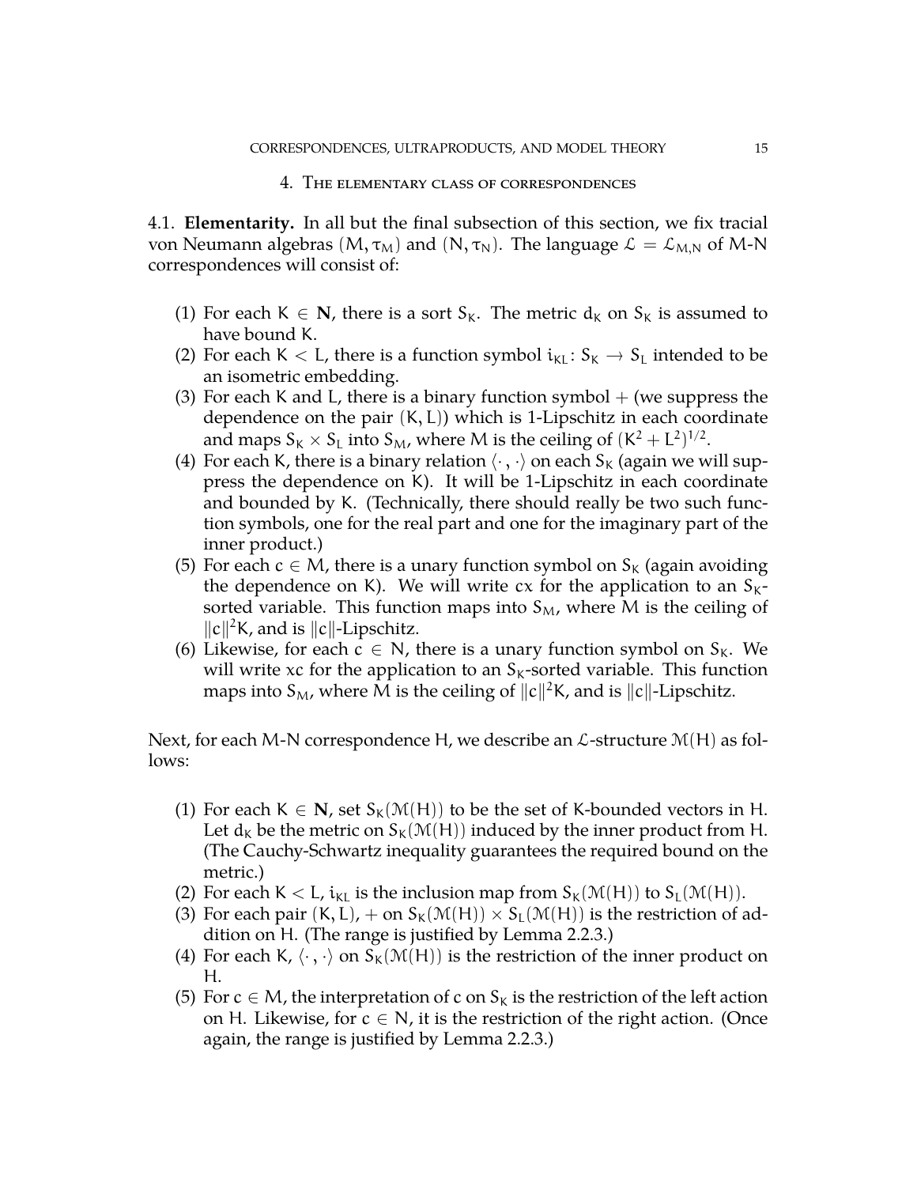## 4. The elementary class of correspondences

4.1. **Elementarity.** In all but the final subsection of this section, we fix tracial von Neumann algebras $(M, \tau_M)$ and $(N, \tau_N)$. The language $\mathcal{L} = \mathcal{L}_{M,N}$ of M-N correspondences will consist of:

1. For each $K \in \mathbf{N}$, there is a sort $S_K$. The metric $d_K$ on $S_K$ is assumed to have bound $K$.
2. For each $K < L$, there is a function symbol $i_{KL}\colon S_K \to S_L$ intended to be an isometric embedding.
3. For each $K$ and $L$, there is a binary function symbol $+$ (we suppress the dependence on the pair $(K, L)$) which is 1-Lipschitz in each coordinate and maps $S_K \times S_L$ into $S_M$, where $M$ is the ceiling of $(K^2 + L^2)^{1/2}$.
4. For each $K$, there is a binary relation $\langle \cdot , \cdot \rangle$ on each $S_K$ (again we will suppress the dependence on $K$). It will be 1-Lipschitz in each coordinate and bounded by $K$. (Technically, there should really be two such function symbols, one for the real part and one for the imaginary part of the inner product.)
5. For each $c \in M$, there is a unary function symbol on $S_K$ (again avoiding the dependence on $K$). We will write $cx$ for the application to an $S_K$-sorted variable. This function maps into $S_M$, where $M$ is the ceiling of $\|c\|^2 K$, and is $\|c\|$-Lipschitz.
6. Likewise, for each $c \in N$, there is a unary function symbol on $S_K$. We will write $xc$ for the application to an $S_K$-sorted variable. This function maps into $S_M$, where $M$ is the ceiling of $\|c\|^2 K$, and is $\|c\|$-Lipschitz.

Next, for each M-N correspondence $H$, we describe an $\mathcal{L}$-structure $\mathcal{M}(H)$ as follows:

1. For each $K \in \mathbf{N}$, set $S_K(\mathcal{M}(H))$ to be the set of $K$-bounded vectors in $H$. Let $d_K$ be the metric on $S_K(\mathcal{M}(H))$ induced by the inner product from $H$. (The Cauchy-Schwartz inequality guarantees the required bound on the metric.)
2. For each $K < L$, $i_{KL}$ is the inclusion map from $S_K(\mathcal{M}(H))$ to $S_L(\mathcal{M}(H))$.
3. For each pair $(K, L)$, $+$ on $S_K(\mathcal{M}(H)) \times S_L(\mathcal{M}(H))$ is the restriction of addition on $H$. (The range is justified by Lemma 2.2.3.)
4. For each $K$, $\langle \cdot , \cdot \rangle$ on $S_K(\mathcal{M}(H))$ is the restriction of the inner product on $H$.
5. For $c \in M$, the interpretation of $c$ on $S_K$ is the restriction of the left action on $H$. Likewise, for $c \in N$, it is the restriction of the right action. (Once again, the range is justified by Lemma 2.2.3.)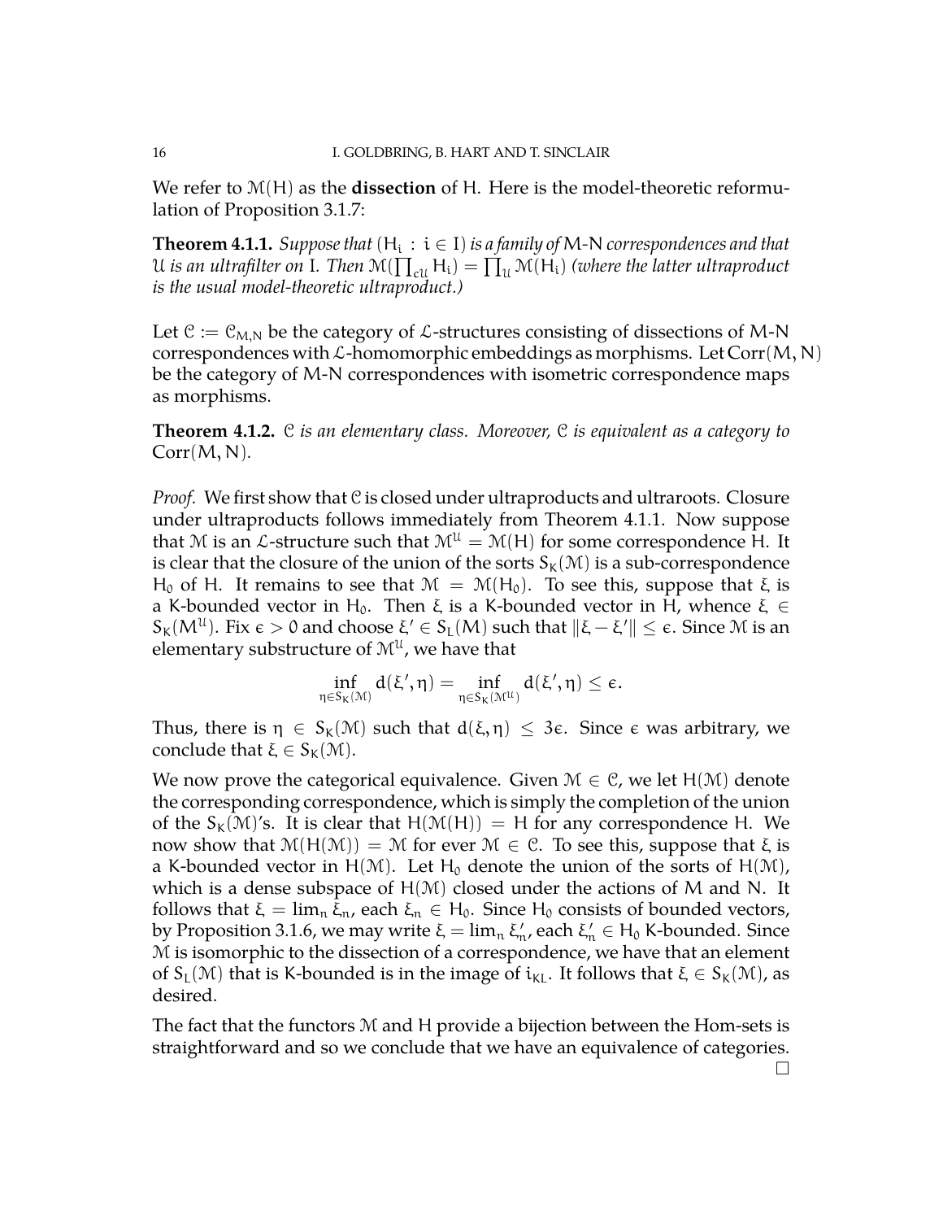We refer to $\mathcal{M}(H)$ as the **dissection** of $H$. Here is the model-theoretic reformulation of Proposition 3.1.7:

**Theorem 4.1.1.** *Suppose that $(H_i : i \in I)$ is a family of M-N correspondences and that $\mathcal{U}$ is an ultrafilter on $I$. Then $\mathcal{M}(\prod_{c\mathcal{U}} H_i) = \prod_{\mathcal{U}} \mathcal{M}(H_i)$ (where the latter ultraproduct is the usual model-theoretic ultraproduct.)*

Let $\mathcal{C} := \mathcal{C}_{M,N}$ be the category of $\mathcal{L}$-structures consisting of dissections of M-N correspondences with $\mathcal{L}$-homomorphic embeddings as morphisms. Let $\mathrm{Corr}(M, N)$ be the category of M-N correspondences with isometric correspondence maps as morphisms.

**Theorem 4.1.2.** *$\mathcal{C}$ is an elementary class. Moreover, $\mathcal{C}$ is equivalent as a category to $\mathrm{Corr}(M, N)$.*

*Proof.* We first show that $\mathcal{C}$ is closed under ultraproducts and ultraroots. Closure under ultraproducts follows immediately from Theorem 4.1.1. Now suppose that $\mathcal{M}$ is an $\mathcal{L}$-structure such that $\mathcal{M}^{\mathcal{U}} = \mathcal{M}(H)$ for some correspondence $H$. It is clear that the closure of the union of the sorts $S_K(\mathcal{M})$ is a sub-correspondence $H_0$ of $H$. It remains to see that $\mathcal{M} = \mathcal{M}(H_0)$. To see this, suppose that $\xi$ is a K-bounded vector in $H_0$. Then $\xi$ is a K-bounded vector in $H$, whence $\xi \in S_K(M^{\mathcal{U}})$. Fix $\epsilon > 0$ and choose $\xi' \in S_L(M)$ such that $\|\xi - \xi'\| \leq \epsilon$. Since $\mathcal{M}$ is an elementary substructure of $\mathcal{M}^{\mathcal{U}}$, we have that

$$\inf_{\eta \in S_K(\mathcal{M})} d(\xi', \eta) = \inf_{\eta \in S_K(\mathcal{M}^{\mathcal{U}})} d(\xi', \eta) \leq \epsilon.$$

Thus, there is $\eta \in S_K(\mathcal{M})$ such that $d(\xi, \eta) \leq 3\epsilon$. Since $\epsilon$ was arbitrary, we conclude that $\xi \in S_K(\mathcal{M})$.

We now prove the categorical equivalence. Given $\mathcal{M} \in \mathcal{C}$, we let $H(\mathcal{M})$ denote the corresponding correspondence, which is simply the completion of the union of the $S_K(\mathcal{M})$'s. It is clear that $H(\mathcal{M}(H)) = H$ for any correspondence $H$. We now show that $\mathcal{M}(H(\mathcal{M})) = \mathcal{M}$ for ever $\mathcal{M} \in \mathcal{C}$. To see this, suppose that $\xi$ is a K-bounded vector in $H(\mathcal{M})$. Let $H_0$ denote the union of the sorts of $H(\mathcal{M})$, which is a dense subspace of $H(\mathcal{M})$ closed under the actions of $M$ and $N$. It follows that $\xi = \lim_n \xi_n$, each $\xi_n \in H_0$. Since $H_0$ consists of bounded vectors, by Proposition 3.1.6, we may write $\xi = \lim_n \xi_n'$, each $\xi_n' \in H_0$ K-bounded. Since $\mathcal{M}$ is isomorphic to the dissection of a correspondence, we have that an element of $S_L(\mathcal{M})$ that is K-bounded is in the image of $i_{KL}$. It follows that $\xi \in S_K(\mathcal{M})$, as desired.

The fact that the functors $\mathcal{M}$ and $H$ provide a bijection between the Hom-sets is straightforward and so we conclude that we have an equivalence of categories. □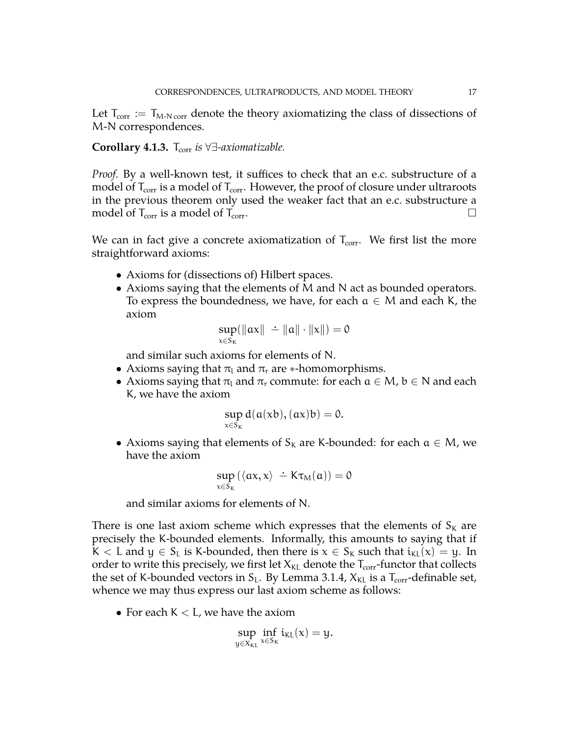Let $T_{corr} := T_{M\text{-}N\,corr}$ denote the theory axiomatizing the class of dissections of M-N correspondences.

**Corollary 4.1.3.** *$T_{corr}$ is $\forall\exists$-axiomatizable.*

*Proof.* By a well-known test, it suffices to check that an e.c. substructure of a model of $T_{corr}$ is a model of $T_{corr}$. However, the proof of closure under ultraroots in the previous theorem only used the weaker fact that an e.c. substructure a model of $T_{corr}$ is a model of $T_{corr}$. $\square$

We can in fact give a concrete axiomatization of $T_{corr}$. We first list the more straightforward axioms:

- Axioms for (dissections of) Hilbert spaces.
- Axioms saying that the elements of M and N act as bounded operators. To express the boundedness, we have, for each $a \in M$ and each K, the axiom

$$\sup_{x \in S_K} (\|ax\| \dot{-} \|a\| \cdot \|x\|) = 0$$

  and similar such axioms for elements of N.
- Axioms saying that $\pi_l$ and $\pi_r$ are $*$-homomorphisms.
- Axioms saying that $\pi_l$ and $\pi_r$ commute: for each $a \in M$, $b \in N$ and each K, we have the axiom

$$\sup_{x \in S_K} d(a(xb), (ax)b) = 0.$$

- Axioms saying that elements of $S_K$ are K-bounded: for each $a \in M$, we have the axiom

$$\sup_{x \in S_K} (\langle ax, x \rangle \dot{-} K\tau_M(a)) = 0$$

  and similar axioms for elements of N.

There is one last axiom scheme which expresses that the elements of $S_K$ are precisely the K-bounded elements. Informally, this amounts to saying that if $K < L$ and $y \in S_L$ is K-bounded, then there is $x \in S_K$ such that $i_{KL}(x) = y$. In order to write this precisely, we first let $X_{KL}$ denote the $T_{corr}$-functor that collects the set of K-bounded vectors in $S_L$. By Lemma 3.1.4, $X_{KL}$ is a $T_{corr}$-definable set, whence we may thus express our last axiom scheme as follows:

- For each $K < L$, we have the axiom

$$\sup_{y \in X_{KL}} \inf_{x \in S_K} i_{KL}(x) = y.$$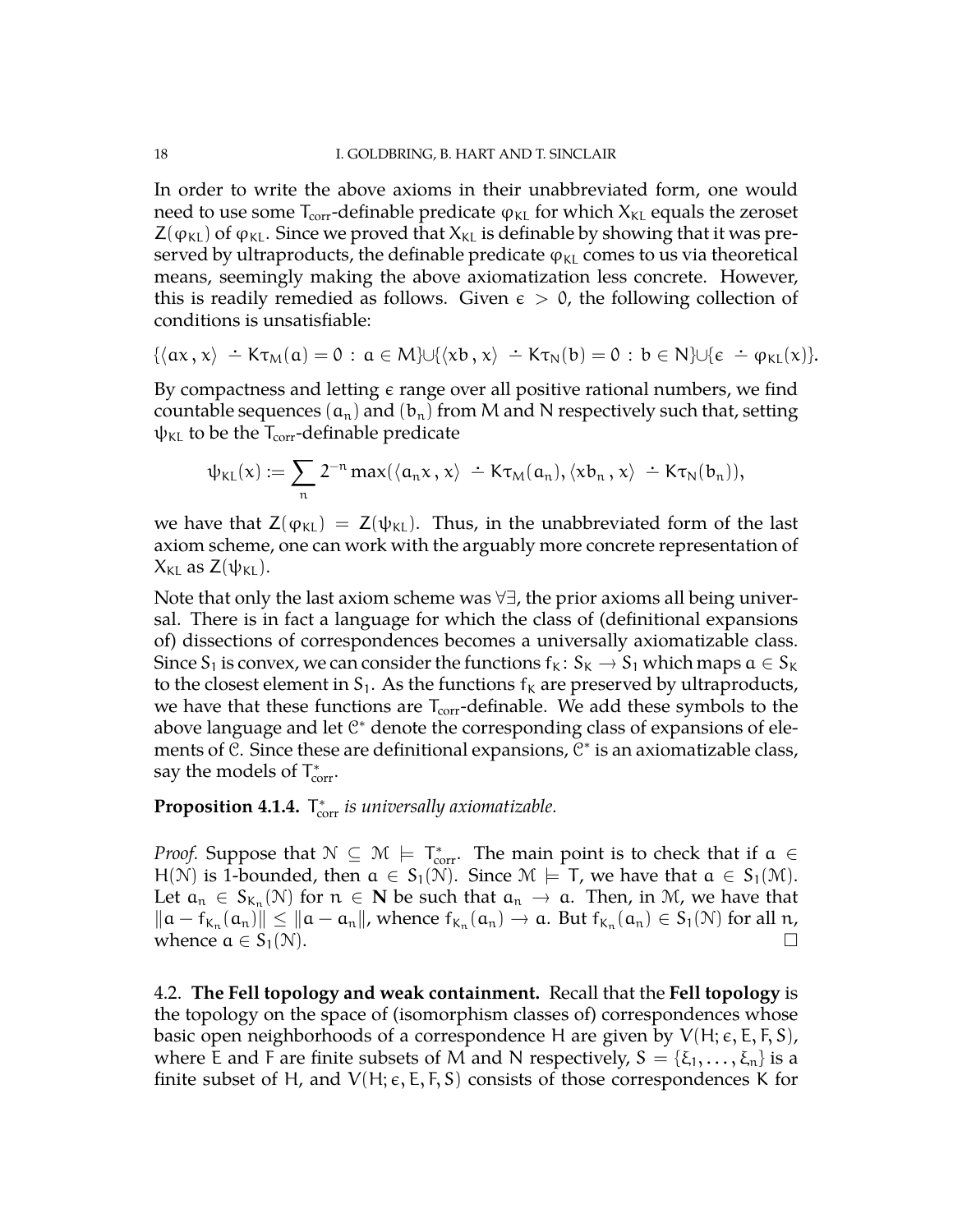In order to write the above axioms in their unabbreviated form, one would need to use some $T_{corr}$-definable predicate $\varphi_{KL}$ for which $X_{KL}$ equals the zeroset $Z(\varphi_{KL})$ of $\varphi_{KL}$. Since we proved that $X_{KL}$ is definable by showing that it was preserved by ultraproducts, the definable predicate $\varphi_{KL}$ comes to us via theoretical means, seemingly making the above axiomatization less concrete. However, this is readily remedied as follows. Given $\epsilon > 0$, the following collection of conditions is unsatisfiable:

$$\{\langle ax\,,\,x\rangle \dot{-} K\tau_M(a) = 0\,:\, a \in M\} \cup \{\langle xb\,,\,x\rangle \dot{-} K\tau_N(b) = 0\,:\, b \in N\} \cup \{\epsilon \dot{-} \varphi_{KL}(x)\}.$$

By compactness and letting $\epsilon$ range over all positive rational numbers, we find countable sequences $(a_n)$ and $(b_n)$ from M and N respectively such that, setting $\psi_{KL}$ to be the $T_{corr}$-definable predicate

$$\psi_{KL}(x) := \sum_n 2^{-n} \max(\langle a_n x\,,\,x\rangle \dot{-} K\tau_M(a_n), \langle x b_n\,,\,x\rangle \dot{-} K\tau_N(b_n)),$$

we have that $Z(\varphi_{KL}) = Z(\psi_{KL})$. Thus, in the unabbreviated form of the last axiom scheme, one can work with the arguably more concrete representation of $X_{KL}$ as $Z(\psi_{KL})$.

Note that only the last axiom scheme was $\forall\exists$, the prior axioms all being universal. There is in fact a language for which the class of (definitional expansions of) dissections of correspondences becomes a universally axiomatizable class. Since $S_1$ is convex, we can consider the functions $f_K\colon S_K \to S_1$ which maps $a \in S_K$ to the closest element in $S_1$. As the functions $f_K$ are preserved by ultraproducts, we have that these functions are $T_{corr}$-definable. We add these symbols to the above language and let $\mathcal{C}^*$ denote the corresponding class of expansions of elements of $\mathcal{C}$. Since these are definitional expansions, $\mathcal{C}^*$ is an axiomatizable class, say the models of $T^*_{corr}$.

**Proposition 4.1.4.** *$T^*_{corr}$ is universally axiomatizable.*

*Proof.* Suppose that $\mathcal{N} \subseteq \mathcal{M} \models T^*_{corr}$. The main point is to check that if $a \in H(\mathcal{N})$ is 1-bounded, then $a \in S_1(\mathcal{N})$. Since $\mathcal{M} \models T$, we have that $a \in S_1(\mathcal{M})$. Let $a_n \in S_{K_n}(\mathcal{N})$ for $n \in \mathbf{N}$ be such that $a_n \to a$. Then, in $\mathcal{M}$, we have that $\|a - f_{K_n}(a_n)\| \leq \|a - a_n\|$, whence $f_{K_n}(a_n) \to a$. But $f_{K_n}(a_n) \in S_1(\mathcal{N})$ for all $n$, whence $a \in S_1(\mathcal{N})$. $\square$

## 4.2. The Fell topology and weak containment.

Recall that the **Fell topology** is the topology on the space of (isomorphism classes of) correspondences whose basic open neighborhoods of a correspondence H are given by $V(H; \epsilon, E, F, S)$, where E and F are finite subsets of M and N respectively, $S = \{\xi_1, \ldots, \xi_n\}$ is a finite subset of H, and $V(H; \epsilon, E, F, S)$ consists of those correspondences K for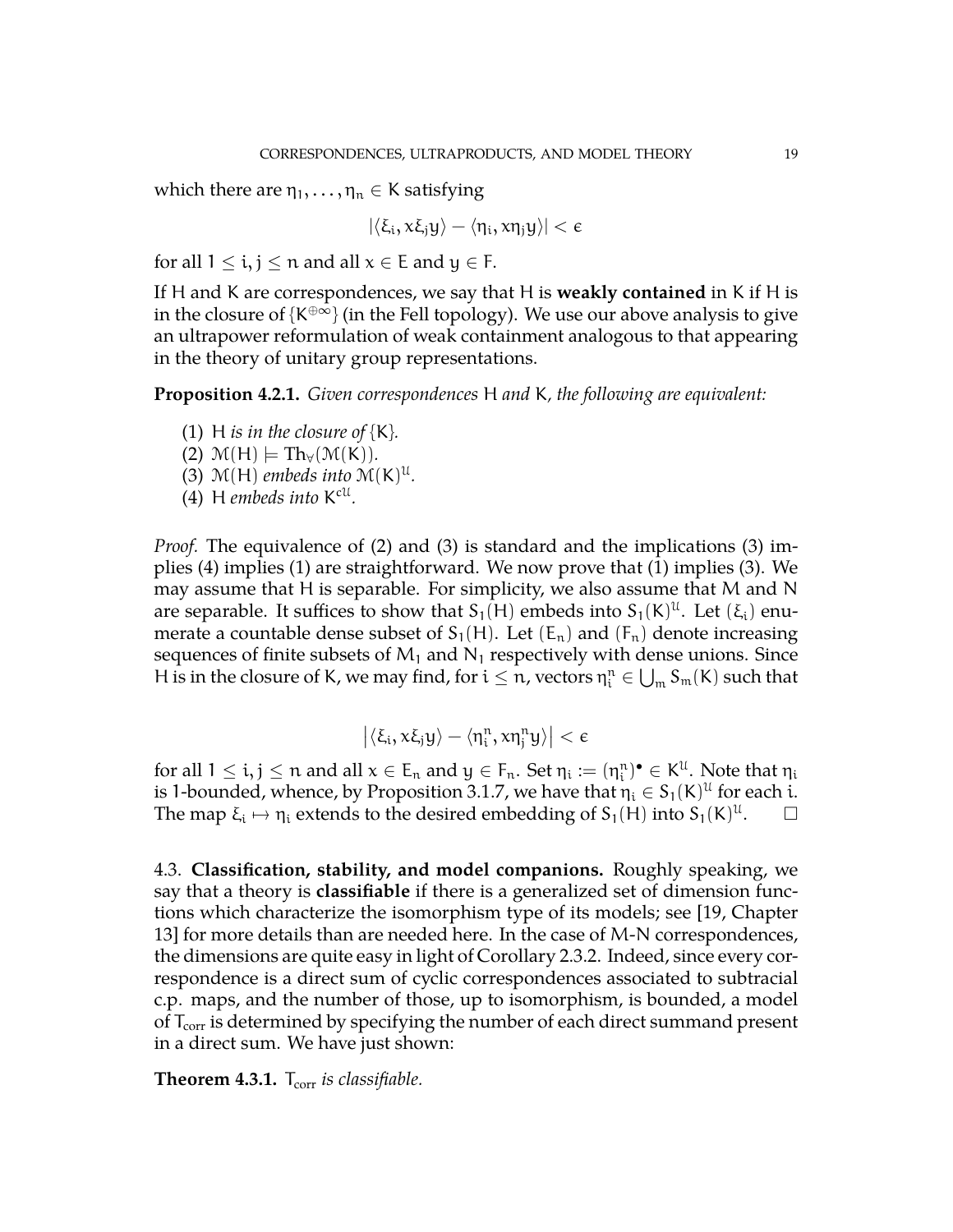which there are $\eta_1, \ldots, \eta_n \in K$ satisfying

$$|\langle \xi_i, x\xi_j y\rangle - \langle \eta_i, x\eta_j y\rangle| < \epsilon$$

for all $1 \le i, j \le n$ and all $x \in E$ and $y \in F$.

If $H$ and $K$ are correspondences, we say that $H$ is **weakly contained** in $K$ if $H$ is in the closure of $\{K^{\oplus\infty}\}$ (in the Fell topology). We use our above analysis to give an ultrapower reformulation of weak containment analogous to that appearing in the theory of unitary group representations.

**Proposition 4.2.1.** *Given correspondences $H$ and $K$, the following are equivalent:*

(1) *$H$ is in the closure of $\{K\}$.*
(2) *$\mathcal{M}(H) \models \mathrm{Th}_\forall(\mathcal{M}(K))$.*
(3) *$\mathcal{M}(H)$ embeds into $\mathcal{M}(K)^{\mathcal{U}}$.*
(4) *$H$ embeds into $K^{c\mathcal{U}}$.*

*Proof.* The equivalence of (2) and (3) is standard and the implications (3) implies (4) implies (1) are straightforward. We now prove that (1) implies (3). We may assume that $H$ is separable. For simplicity, we also assume that $M$ and $N$ are separable. It suffices to show that $S_1(H)$ embeds into $S_1(K)^{\mathcal{U}}$. Let $(\xi_i)$ enumerate a countable dense subset of $S_1(H)$. Let $(E_n)$ and $(F_n)$ denote increasing sequences of finite subsets of $M_1$ and $N_1$ respectively with dense unions. Since $H$ is in the closure of $K$, we may find, for $i \le n$, vectors $\eta_i^n \in \bigcup_m S_m(K)$ such that

$$\left|\langle \xi_i, x\xi_j y\rangle - \langle \eta_i^n, x\eta_j^n y\rangle\right| < \epsilon$$

for all $1 \le i, j \le n$ and all $x \in E_n$ and $y \in F_n$. Set $\eta_i := (\eta_i^n)^\bullet \in K^{\mathcal{U}}$. Note that $\eta_i$ is 1-bounded, whence, by Proposition 3.1.7, we have that $\eta_i \in S_1(K)^{\mathcal{U}}$ for each $i$. The map $\xi_i \mapsto \eta_i$ extends to the desired embedding of $S_1(H)$ into $S_1(K)^{\mathcal{U}}$. $\square$

4.3. **Classification, stability, and model companions.** Roughly speaking, we say that a theory is **classifiable** if there is a generalized set of dimension functions which characterize the isomorphism type of its models; see [19, Chapter 13] for more details than are needed here. In the case of M-N correspondences, the dimensions are quite easy in light of Corollary 2.3.2. Indeed, since every correspondence is a direct sum of cyclic correspondences associated to subtracial c.p. maps, and the number of those, up to isomorphism, is bounded, a model of $T_{\mathrm{corr}}$ is determined by specifying the number of each direct summand present in a direct sum. We have just shown:

**Theorem 4.3.1.** *$T_{\mathrm{corr}}$ is classifiable.*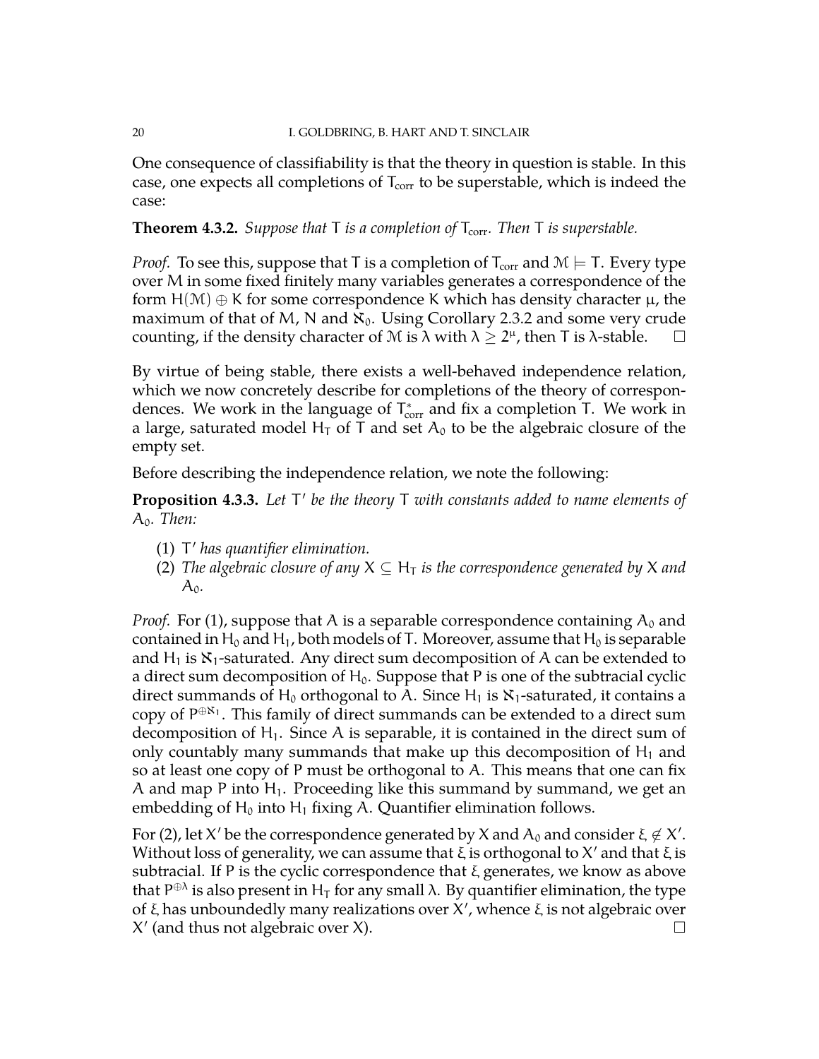One consequence of classifiability is that the theory in question is stable. In this case, one expects all completions of $T_{corr}$ to be superstable, which is indeed the case:

**Theorem 4.3.2.** *Suppose that $T$ is a completion of $T_{corr}$. Then $T$ is superstable.*

*Proof.* To see this, suppose that $T$ is a completion of $T_{corr}$ and $\mathcal{M} \models T$. Every type over $M$ in some fixed finitely many variables generates a correspondence of the form $H(\mathcal{M}) \oplus K$ for some correspondence $K$ which has density character $\mu$, the maximum of that of $M$, $N$ and $\aleph_0$. Using Corollary 2.3.2 and some very crude counting, if the density character of $\mathcal{M}$ is $\lambda$ with $\lambda \geq 2^{\mu}$, then $T$ is $\lambda$-stable. □

By virtue of being stable, there exists a well-behaved independence relation, which we now concretely describe for completions of the theory of correspondences. We work in the language of $T^*_{corr}$ and fix a completion $T$. We work in a large, saturated model $H_T$ of $T$ and set $A_0$ to be the algebraic closure of the empty set.

Before describing the independence relation, we note the following:

**Proposition 4.3.3.** *Let $T'$ be the theory $T$ with constants added to name elements of $A_0$. Then:*

1. *$T'$ has quantifier elimination.*
2. *The algebraic closure of any $X \subseteq H_T$ is the correspondence generated by $X$ and $A_0$.*

*Proof.* For (1), suppose that $A$ is a separable correspondence containing $A_0$ and contained in $H_0$ and $H_1$, both models of $T$. Moreover, assume that $H_0$ is separable and $H_1$ is $\aleph_1$-saturated. Any direct sum decomposition of $A$ can be extended to a direct sum decomposition of $H_0$. Suppose that $P$ is one of the subtracial cyclic direct summands of $H_0$ orthogonal to $A$. Since $H_1$ is $\aleph_1$-saturated, it contains a copy of $P^{\oplus \aleph_1}$. This family of direct summands can be extended to a direct sum decomposition of $H_1$. Since $A$ is separable, it is contained in the direct sum of only countably many summands that make up this decomposition of $H_1$ and so at least one copy of $P$ must be orthogonal to $A$. This means that one can fix $A$ and map $P$ into $H_1$. Proceeding like this summand by summand, we get an embedding of $H_0$ into $H_1$ fixing $A$. Quantifier elimination follows.

For (2), let $X'$ be the correspondence generated by $X$ and $A_0$ and consider $\xi \notin X'$. Without loss of generality, we can assume that $\xi$ is orthogonal to $X'$ and that $\xi$ is subtracial. If $P$ is the cyclic correspondence that $\xi$ generates, we know as above that $P^{\oplus \lambda}$ is also present in $H_T$ for any small $\lambda$. By quantifier elimination, the type of $\xi$ has unboundedly many realizations over $X'$, whence $\xi$ is not algebraic over $X'$ (and thus not algebraic over $X$). □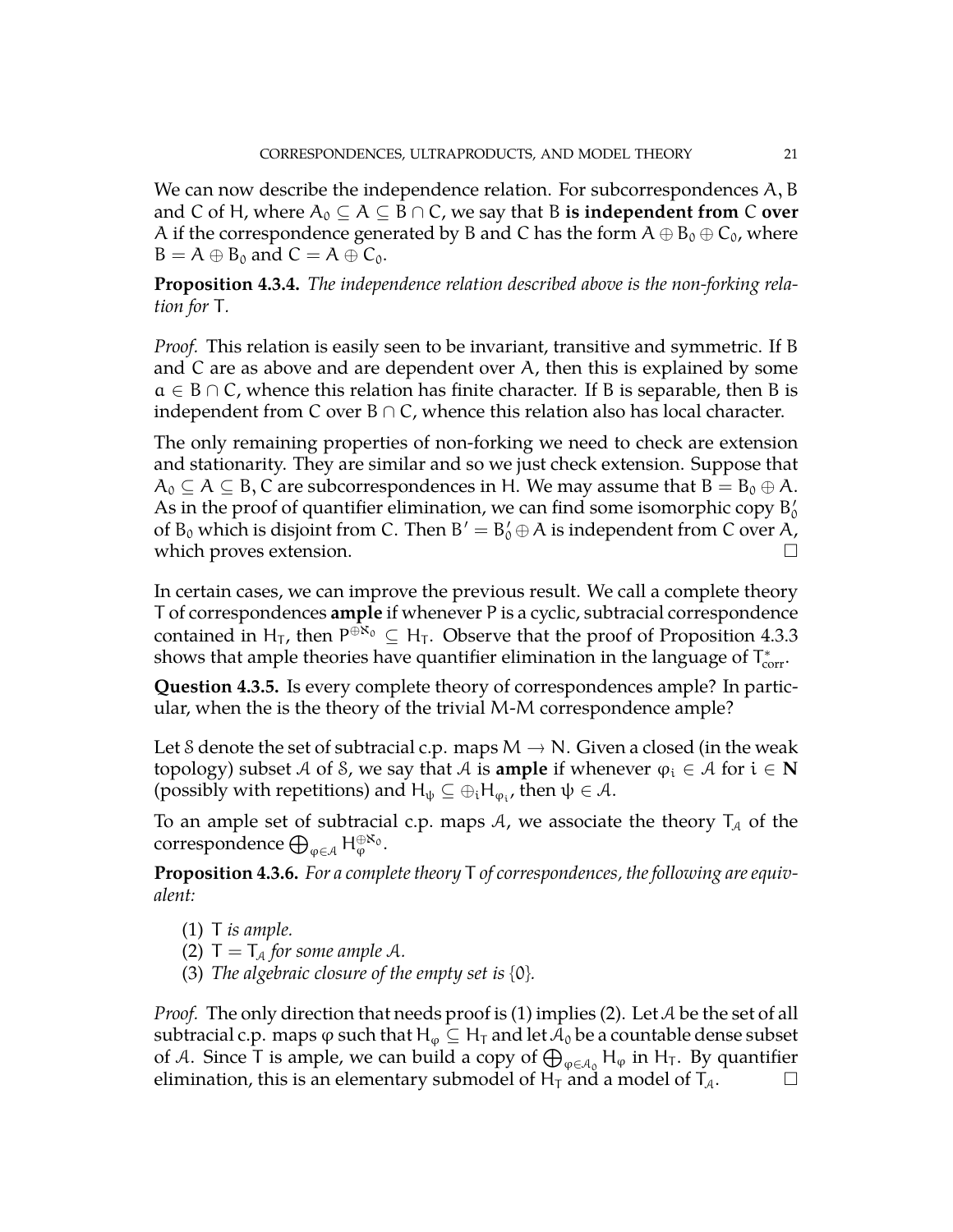We can now describe the independence relation. For subcorrespondences $A, B$ and $C$ of $H$, where $A_0 \subseteq A \subseteq B \cap C$, we say that $B$ **is independent from** $C$ **over** $A$ if the correspondence generated by $B$ and $C$ has the form $A \oplus B_0 \oplus C_0$, where $B = A \oplus B_0$ and $C = A \oplus C_0$.

**Proposition 4.3.4.** *The independence relation described above is the non-forking relation for* $T$*.*

*Proof.* This relation is easily seen to be invariant, transitive and symmetric. If $B$ and $C$ are as above and are dependent over $A$, then this is explained by some $a \in B \cap C$, whence this relation has finite character. If $B$ is separable, then $B$ is independent from $C$ over $B \cap C$, whence this relation also has local character.

The only remaining properties of non-forking we need to check are extension and stationarity. They are similar and so we just check extension. Suppose that $A_0 \subseteq A \subseteq B, C$ are subcorrespondences in $H$. We may assume that $B = B_0 \oplus A$. As in the proof of quantifier elimination, we can find some isomorphic copy $B_0'$ of $B_0$ which is disjoint from $C$. Then $B' = B_0' \oplus A$ is independent from $C$ over $A$, which proves extension. □

In certain cases, we can improve the previous result. We call a complete theory $T$ of correspondences **ample** if whenever $P$ is a cyclic, subtracial correspondence contained in $H_T$, then $P^{\oplus \aleph_0} \subseteq H_T$. Observe that the proof of Proposition 4.3.3 shows that ample theories have quantifier elimination in the language of $T^*_{\mathrm{corr}}$.

**Question 4.3.5.** Is every complete theory of correspondences ample? In particular, when the is the theory of the trivial $M$-$M$ correspondence ample?

Let $\mathcal{S}$ denote the set of subtracial c.p. maps $M \to N$. Given a closed (in the weak topology) subset $\mathcal{A}$ of $\mathcal{S}$, we say that $\mathcal{A}$ is **ample** if whenever $\varphi_i \in \mathcal{A}$ for $i \in \mathbf{N}$ (possibly with repetitions) and $H_\psi \subseteq \oplus_i H_{\varphi_i}$, then $\psi \in \mathcal{A}$.

To an ample set of subtracial c.p. maps $\mathcal{A}$, we associate the theory $T_{\mathcal{A}}$ of the correspondence $\bigoplus_{\varphi \in \mathcal{A}} H_\varphi^{\oplus \aleph_0}$.

**Proposition 4.3.6.** *For a complete theory* $T$ *of correspondences, the following are equivalent:*

1. $T$ *is ample.*
2. $T = T_{\mathcal{A}}$ *for some ample* $\mathcal{A}$*.*
3. *The algebraic closure of the empty set is* $\{0\}$*.*

*Proof.* The only direction that needs proof is (1) implies (2). Let $\mathcal{A}$ be the set of all subtracial c.p. maps $\varphi$ such that $H_\varphi \subseteq H_T$ and let $\mathcal{A}_0$ be a countable dense subset of $\mathcal{A}$. Since $T$ is ample, we can build a copy of $\bigoplus_{\varphi \in \mathcal{A}_0} H_\varphi$ in $H_T$. By quantifier elimination, this is an elementary submodel of $H_T$ and a model of $T_{\mathcal{A}}$. □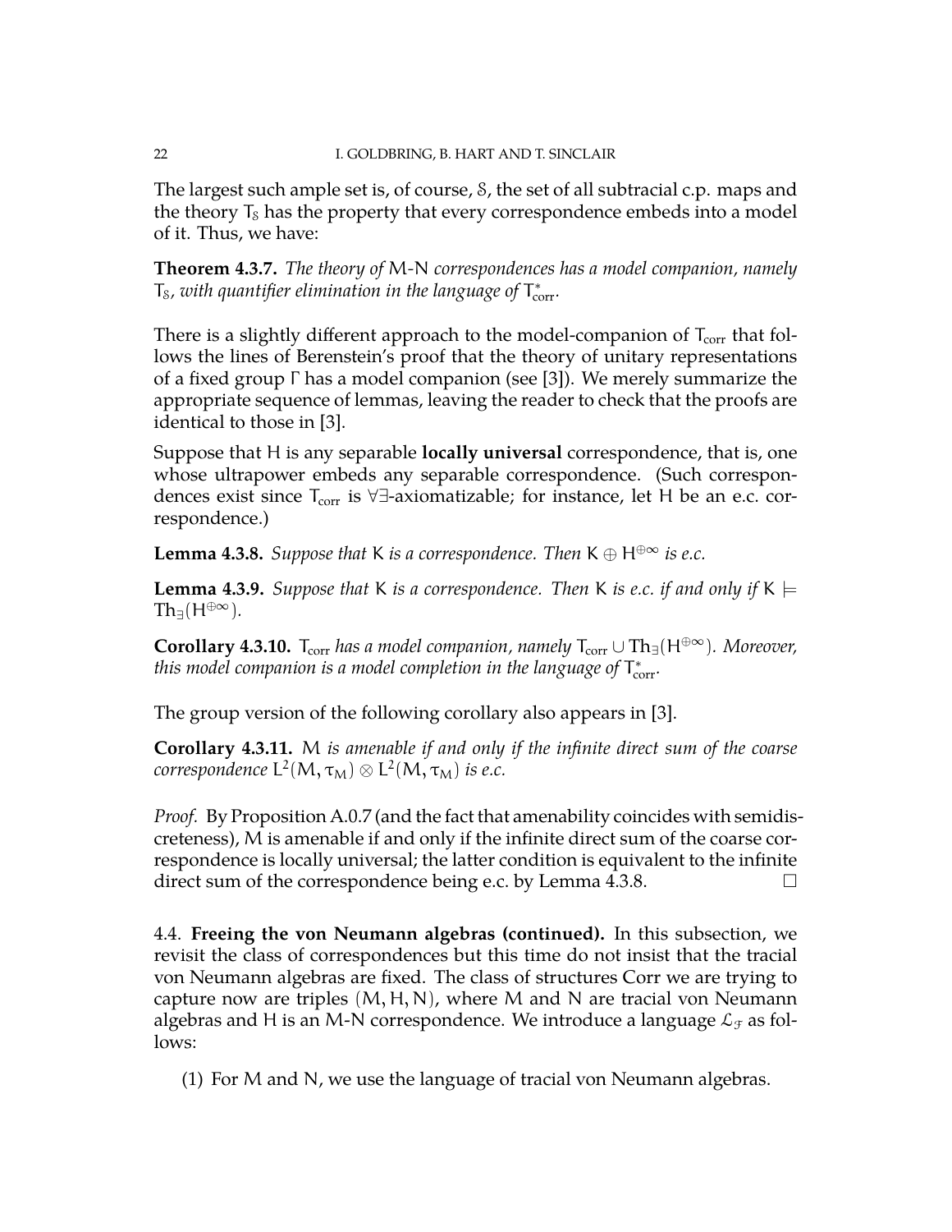The largest such ample set is, of course, $\mathcal{S}$, the set of all subtracial c.p. maps and the theory $T_{\mathcal{S}}$ has the property that every correspondence embeds into a model of it. Thus, we have:

**Theorem 4.3.7.** *The theory of* $M$-$N$ *correspondences has a model companion, namely* $T_{\mathcal{S}}$*, with quantifier elimination in the language of* $T^*_{\mathrm{corr}}$.

There is a slightly different approach to the model-companion of $T_{\mathrm{corr}}$ that follows the lines of Berenstein's proof that the theory of unitary representations of a fixed group $\Gamma$ has a model companion (see [3]). We merely summarize the appropriate sequence of lemmas, leaving the reader to check that the proofs are identical to those in [3].

Suppose that $H$ is any separable **locally universal** correspondence, that is, one whose ultrapower embeds any separable correspondence. (Such correspondences exist since $T_{\mathrm{corr}}$ is $\forall\exists$-axiomatizable; for instance, let $H$ be an e.c. correspondence.)

**Lemma 4.3.8.** *Suppose that* $K$ *is a correspondence. Then* $K \oplus H^{\oplus\infty}$ *is e.c.*

**Lemma 4.3.9.** *Suppose that* $K$ *is a correspondence. Then* $K$ *is e.c. if and only if* $K \models \mathrm{Th}_{\exists}(H^{\oplus\infty})$.

**Corollary 4.3.10.** $T_{\mathrm{corr}}$ *has a model companion, namely* $T_{\mathrm{corr}} \cup \mathrm{Th}_{\exists}(H^{\oplus\infty})$*. Moreover, this model companion is a model completion in the language of* $T^*_{\mathrm{corr}}$.

The group version of the following corollary also appears in [3].

**Corollary 4.3.11.** $M$ *is amenable if and only if the infinite direct sum of the coarse correspondence* $L^2(M, \tau_M) \otimes L^2(M, \tau_M)$ *is e.c.*

*Proof.* By Proposition A.0.7 (and the fact that amenability coincides with semidiscreteness), $M$ is amenable if and only if the infinite direct sum of the coarse correspondence is locally universal; the latter condition is equivalent to the infinite direct sum of the correspondence being e.c. by Lemma 4.3.8. □

4.4. **Freeing the von Neumann algebras (continued).** In this subsection, we revisit the class of correspondences but this time do not insist that the tracial von Neumann algebras are fixed. The class of structures Corr we are trying to capture now are triples $(M, H, N)$, where $M$ and $N$ are tracial von Neumann algebras and $H$ is an $M$-$N$ correspondence. We introduce a language $\mathcal{L}_{\mathcal{F}}$ as follows:

(1) For $M$ and $N$, we use the language of tracial von Neumann algebras.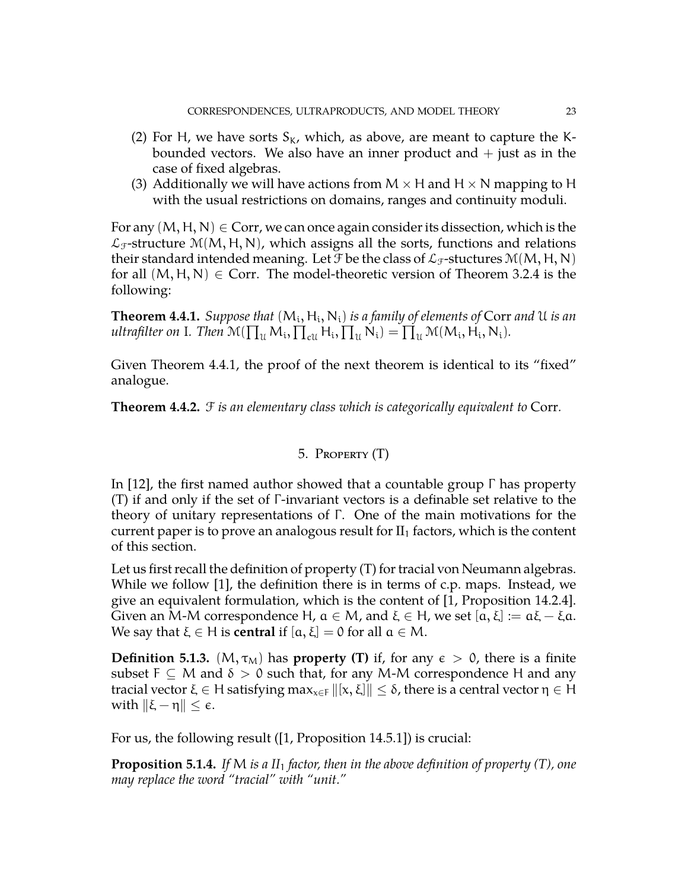(2) For $H$, we have sorts $S_K$, which, as above, are meant to capture the $K$-bounded vectors. We also have an inner product and $+$ just as in the case of fixed algebras.
(3) Additionally we will have actions from $M \times H$ and $H \times N$ mapping to $H$ with the usual restrictions on domains, ranges and continuity moduli.

For any $(M, H, N) \in \mathrm{Corr}$, we can once again consider its dissection, which is the $\mathcal{L}_{\mathcal{F}}$-structure $\mathcal{M}(M, H, N)$, which assigns all the sorts, functions and relations their standard intended meaning. Let $\mathcal{F}$ be the class of $\mathcal{L}_{\mathcal{F}}$-stuctures $\mathcal{M}(M, H, N)$ for all $(M, H, N) \in \mathrm{Corr}$. The model-theoretic version of Theorem 3.2.4 is the following:

**Theorem 4.4.1.** *Suppose that $(M_i, H_i, N_i)$ is a family of elements of* Corr *and $\mathcal{U}$ is an ultrafilter on $I$. Then $\mathcal{M}(\prod_{\mathcal{U}} M_i, \prod_{c\mathcal{U}} H_i, \prod_{\mathcal{U}} N_i) = \prod_{\mathcal{U}} \mathcal{M}(M_i, H_i, N_i)$.*

Given Theorem 4.4.1, the proof of the next theorem is identical to its "fixed" analogue.

**Theorem 4.4.2.** *$\mathcal{F}$ is an elementary class which is categorically equivalent to* Corr*.*

## 5. Property (T)

In [12], the first named author showed that a countable group $\Gamma$ has property (T) if and only if the set of $\Gamma$-invariant vectors is a definable set relative to the theory of unitary representations of $\Gamma$. One of the main motivations for the current paper is to prove an analogous result for $\mathrm{II}_1$ factors, which is the content of this section.

Let us first recall the definition of property (T) for tracial von Neumann algebras. While we follow [1], the definition there is in terms of c.p. maps. Instead, we give an equivalent formulation, which is the content of [1, Proposition 14.2.4]. Given an $M$-$M$ correspondence $H$, $a \in M$, and $\xi \in H$, we set $[a, \xi] := a\xi - \xi a$. We say that $\xi \in H$ is **central** if $[a, \xi] = 0$ for all $a \in M$.

**Definition 5.1.3.** $(M, \tau_M)$ has **property (T)** if, for any $\epsilon > 0$, there is a finite subset $F \subseteq M$ and $\delta > 0$ such that, for any $M$-$M$ correspondence $H$ and any tracial vector $\xi \in H$ satisfying $\max_{x \in F} \|[x, \xi]\| \leq \delta$, there is a central vector $\eta \in H$ with $\|\xi - \eta\| \leq \epsilon$.

For us, the following result ([1, Proposition 14.5.1]) is crucial:

**Proposition 5.1.4.** *If $M$ is a $\mathrm{II}_1$ factor, then in the above definition of property (T), one may replace the word "tracial" with "unit."*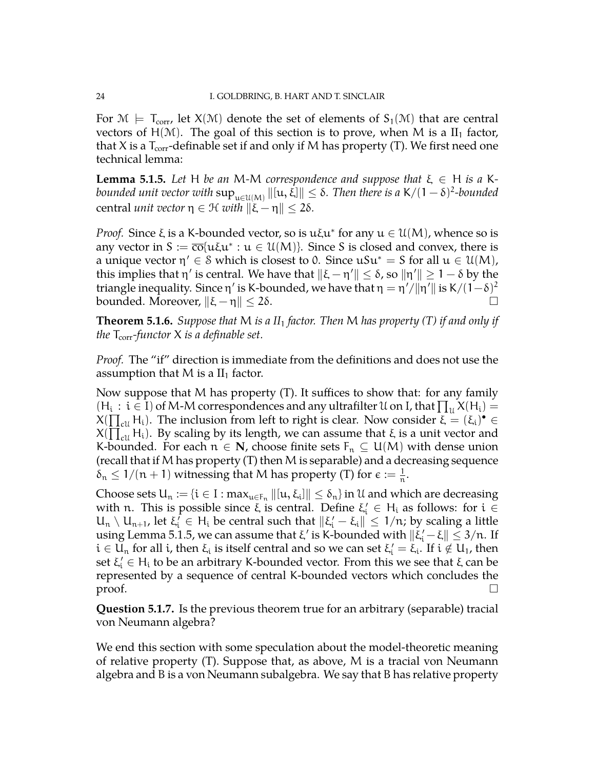For $\mathcal{M} \models T_{\mathrm{corr}}$, let $X(\mathcal{M})$ denote the set of elements of $S_1(\mathcal{M})$ that are central vectors of $H(\mathcal{M})$. The goal of this section is to prove, when $M$ is a $\mathrm{II}_1$ factor, that $X$ is a $T_{\mathrm{corr}}$-definable set if and only if $M$ has property (T). We first need one technical lemma:

**Lemma 5.1.5.** *Let $H$ be an $M$-$M$ correspondence and suppose that $\xi \in H$ is a $K$-bounded unit vector with $\sup_{u \in \mathcal{U}(M)} \|[u, \xi]\| \leq \delta$. Then there is a $K/(1-\delta)^2$-bounded central unit vector $\eta \in \mathcal{H}$ with $\|\xi - \eta\| \leq 2\delta$.*

*Proof.* Since $\xi$ is a $K$-bounded vector, so is $u\xi u^*$ for any $u \in \mathcal{U}(M)$, whence so is any vector in $S := \overline{\mathrm{co}}\{u\xi u^* : u \in \mathcal{U}(M)\}$. Since $S$ is closed and convex, there is a unique vector $\eta' \in \mathcal{S}$ which is closest to $0$. Since $uSu^* = S$ for all $u \in \mathcal{U}(M)$, this implies that $\eta'$ is central. We have that $\|\xi - \eta'\| \leq \delta$, so $\|\eta'\| \geq 1 - \delta$ by the triangle inequality. Since $\eta'$ is $K$-bounded, we have that $\eta = \eta'/\|\eta'\|$ is $K/(1-\delta)^2$ bounded. Moreover, $\|\xi - \eta\| \leq 2\delta$. $\square$

**Theorem 5.1.6.** *Suppose that $M$ is a $\mathrm{II}_1$ factor. Then $M$ has property (T) if and only if the $T_{\mathrm{corr}}$-functor $X$ is a definable set.*

*Proof.* The "if" direction is immediate from the definitions and does not use the assumption that $M$ is a $\mathrm{II}_1$ factor.

Now suppose that $M$ has property (T). It suffices to show that: for any family $(H_i : i \in I)$ of $M$-$M$ correspondences and any ultrafilter $\mathcal{U}$ on $I$, that $\prod_{\mathcal{U}} X(H_i) = X(\prod_{c\mathcal{U}} H_i)$. The inclusion from left to right is clear. Now consider $\xi = (\xi_i)^\bullet \in X(\prod_{c\mathcal{U}} H_i)$. By scaling by its length, we can assume that $\xi$ is a unit vector and $K$-bounded. For each $n \in \mathbf{N}$, choose finite sets $F_n \subseteq U(M)$ with dense union (recall that if $M$ has property (T) then $M$ is separable) and a decreasing sequence $\delta_n \leq 1/(n+1)$ witnessing that $M$ has property (T) for $\epsilon := \frac{1}{n}$.

Choose sets $U_n := \{i \in I : \max_{u \in F_n} \|[u, \xi_i]\| \leq \delta_n\}$ in $\mathcal{U}$ and which are decreasing with $n$. This is possible since $\xi$ is central. Define $\xi_i' \in H_i$ as follows: for $i \in U_n \setminus U_{n+1}$, let $\xi_i' \in H_i$ be central such that $\|\xi_i' - \xi_i\| \leq 1/n$; by scaling a little using Lemma 5.1.5, we can assume that $\xi'$ is $K$-bounded with $\|\xi_i' - \xi_i\| \leq 3/n$. If $i \in U_n$ for all $i$, then $\xi_i$ is itself central and so we can set $\xi_i' = \xi_i$. If $i \notin U_1$, then set $\xi_i' \in H_i$ to be an arbitrary $K$-bounded vector. From this we see that $\xi$ can be represented by a sequence of central $K$-bounded vectors which concludes the proof. $\square$

**Question 5.1.7.** Is the previous theorem true for an arbitrary (separable) tracial von Neumann algebra?

We end this section with some speculation about the model-theoretic meaning of relative property (T). Suppose that, as above, $M$ is a tracial von Neumann algebra and $B$ is a von Neumann subalgebra. We say that $B$ has relative property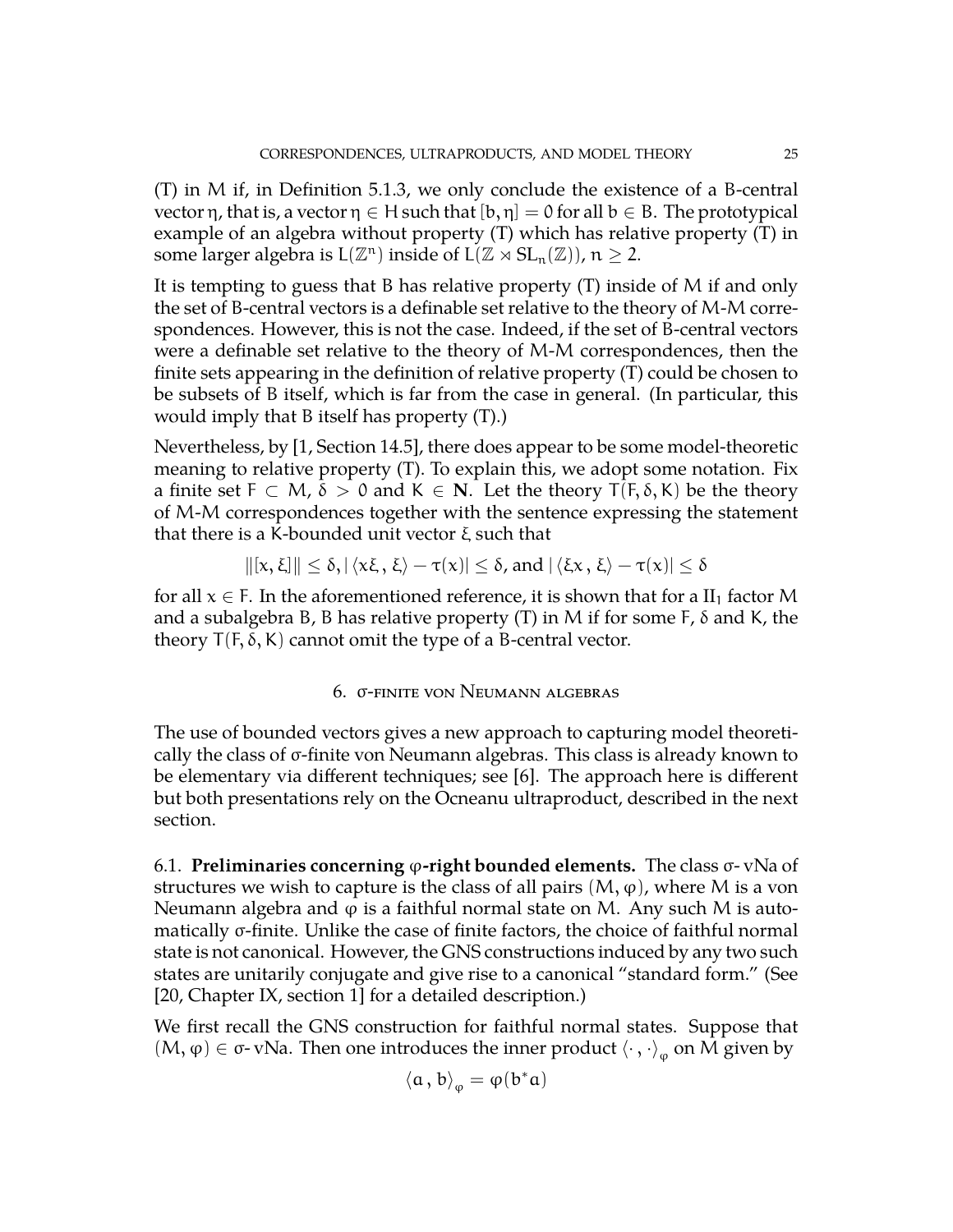(T) in M if, in Definition 5.1.3, we only conclude the existence of a B-central vector $\eta$, that is, a vector $\eta \in H$ such that $[b, \eta] = 0$ for all $b \in B$. The prototypical example of an algebra without property (T) which has relative property (T) in some larger algebra is $L(\mathbb{Z}^n)$ inside of $L(\mathbb{Z} \rtimes SL_n(\mathbb{Z}))$, $n \geq 2$.

It is tempting to guess that B has relative property (T) inside of M if and only the set of B-central vectors is a definable set relative to the theory of M-M correspondences. However, this is not the case. Indeed, if the set of B-central vectors were a definable set relative to the theory of M-M correspondences, then the finite sets appearing in the definition of relative property (T) could be chosen to be subsets of B itself, which is far from the case in general. (In particular, this would imply that B itself has property (T).)

Nevertheless, by [1, Section 14.5], there does appear to be some model-theoretic meaning to relative property (T). To explain this, we adopt some notation. Fix a finite set $F \subset M$, $\delta > 0$ and $K \in \mathbf{N}$. Let the theory $T(F, \delta, K)$ be the theory of M-M correspondences together with the sentence expressing the statement that there is a K-bounded unit vector $\xi$ such that

$$\|[x, \xi]\| \leq \delta, |\langle x\xi , \xi\rangle - \tau(x)| \leq \delta, \text{ and } |\langle \xi x , \xi\rangle - \tau(x)| \leq \delta$$

for all $x \in F$. In the aforementioned reference, it is shown that for a $\mathrm{II}_1$ factor M and a subalgebra B, B has relative property (T) in M if for some F, $\delta$ and K, the theory $T(F, \delta, K)$ cannot omit the type of a B-central vector.

## 6. σ-finite von Neumann algebras

The use of bounded vectors gives a new approach to capturing model theoretically the class of σ-finite von Neumann algebras. This class is already known to be elementary via different techniques; see [6]. The approach here is different but both presentations rely on the Ocneanu ultraproduct, described in the next section.

### 6.1. Preliminaries concerning φ-right bounded elements.

The class σ- vNa of structures we wish to capture is the class of all pairs $(M, \varphi)$, where M is a von Neumann algebra and $\varphi$ is a faithful normal state on M. Any such M is automatically σ-finite. Unlike the case of finite factors, the choice of faithful normal state is not canonical. However, the GNS constructions induced by any two such states are unitarily conjugate and give rise to a canonical "standard form." (See [20, Chapter IX, section 1] for a detailed description.)

We first recall the GNS construction for faithful normal states. Suppose that $(M, \varphi) \in$ σ- vNa. Then one introduces the inner product $\langle \cdot , \cdot \rangle_\varphi$ on M given by

$$\langle a , b\rangle_\varphi = \varphi(b^*a)$$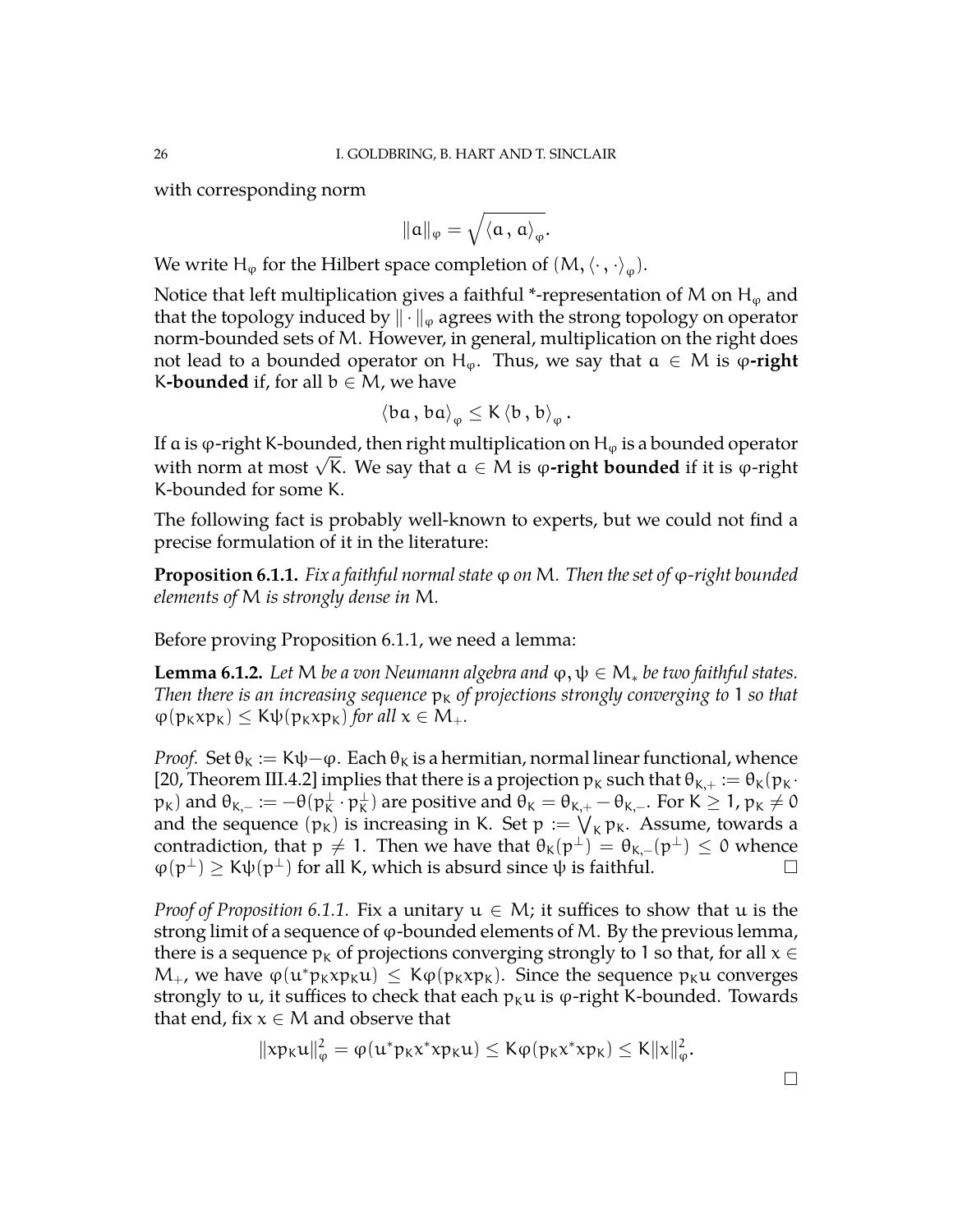with corresponding norm

$$\|a\|_\varphi = \sqrt{\langle a\, , \, a\rangle_\varphi}.$$

We write $H_\varphi$ for the Hilbert space completion of $(M, \langle \cdot\, , \, \cdot\rangle_\varphi)$.

Notice that left multiplication gives a faithful *-representation of $M$ on $H_\varphi$ and that the topology induced by $\|\cdot\|_\varphi$ agrees with the strong topology on operator norm-bounded sets of $M$. However, in general, multiplication on the right does not lead to a bounded operator on $H_\varphi$. Thus, we say that $a \in M$ is **$\varphi$-right $K$-bounded** if, for all $b \in M$, we have

$$\langle ba\, , \, ba\rangle_\varphi \le K \langle b\, , \, b\rangle_\varphi\, .$$

If $a$ is $\varphi$-right $K$-bounded, then right multiplication on $H_\varphi$ is a bounded operator with norm at most $\sqrt{K}$. We say that $a \in M$ is **$\varphi$-right bounded** if it is $\varphi$-right $K$-bounded for some $K$.

The following fact is probably well-known to experts, but we could not find a precise formulation of it in the literature:

**Proposition 6.1.1.** *Fix a faithful normal state $\varphi$ on $M$. Then the set of $\varphi$-right bounded elements of $M$ is strongly dense in $M$.*

Before proving Proposition 6.1.1, we need a lemma:

**Lemma 6.1.2.** *Let $M$ be a von Neumann algebra and $\varphi, \psi \in M_*$ be two faithful states. Then there is an increasing sequence $p_K$ of projections strongly converging to 1 so that $\varphi(p_K x p_K) \le K\psi(p_K x p_K)$ for all $x \in M_+$.*

*Proof.* Set $\theta_K := K\psi - \varphi$. Each $\theta_K$ is a hermitian, normal linear functional, whence [20, Theorem III.4.2] implies that there is a projection $p_K$ such that $\theta_{K,+} := \theta_K(p_K \cdot p_K)$ and $\theta_{K,-} := -\theta(p_K^\perp \cdot p_K^\perp)$ are positive and $\theta_K = \theta_{K,+} - \theta_{K,-}$. For $K \ge 1$, $p_K \ne 0$ and the sequence $(p_K)$ is increasing in $K$. Set $p := \bigvee_K p_K$. Assume, towards a contradiction, that $p \ne 1$. Then we have that $\theta_K(p^\perp) = \theta_{K,-}(p^\perp) \le 0$ whence $\varphi(p^\perp) \ge K\psi(p^\perp)$ for all $K$, which is absurd since $\psi$ is faithful. □

*Proof of Proposition 6.1.1.* Fix a unitary $u \in M$; it suffices to show that $u$ is the strong limit of a sequence of $\varphi$-bounded elements of $M$. By the previous lemma, there is a sequence $p_K$ of projections converging strongly to 1 so that, for all $x \in M_+$, we have $\varphi(u^* p_K x p_K u) \le K\varphi(p_K x p_K)$. Since the sequence $p_K u$ converges strongly to $u$, it suffices to check that each $p_K u$ is $\varphi$-right $K$-bounded. Towards that end, fix $x \in M$ and observe that

$$\|x p_K u\|_\varphi^2 = \varphi(u^* p_K x^* x p_K u) \le K\varphi(p_K x^* x p_K) \le K\|x\|_\varphi^2.$$

□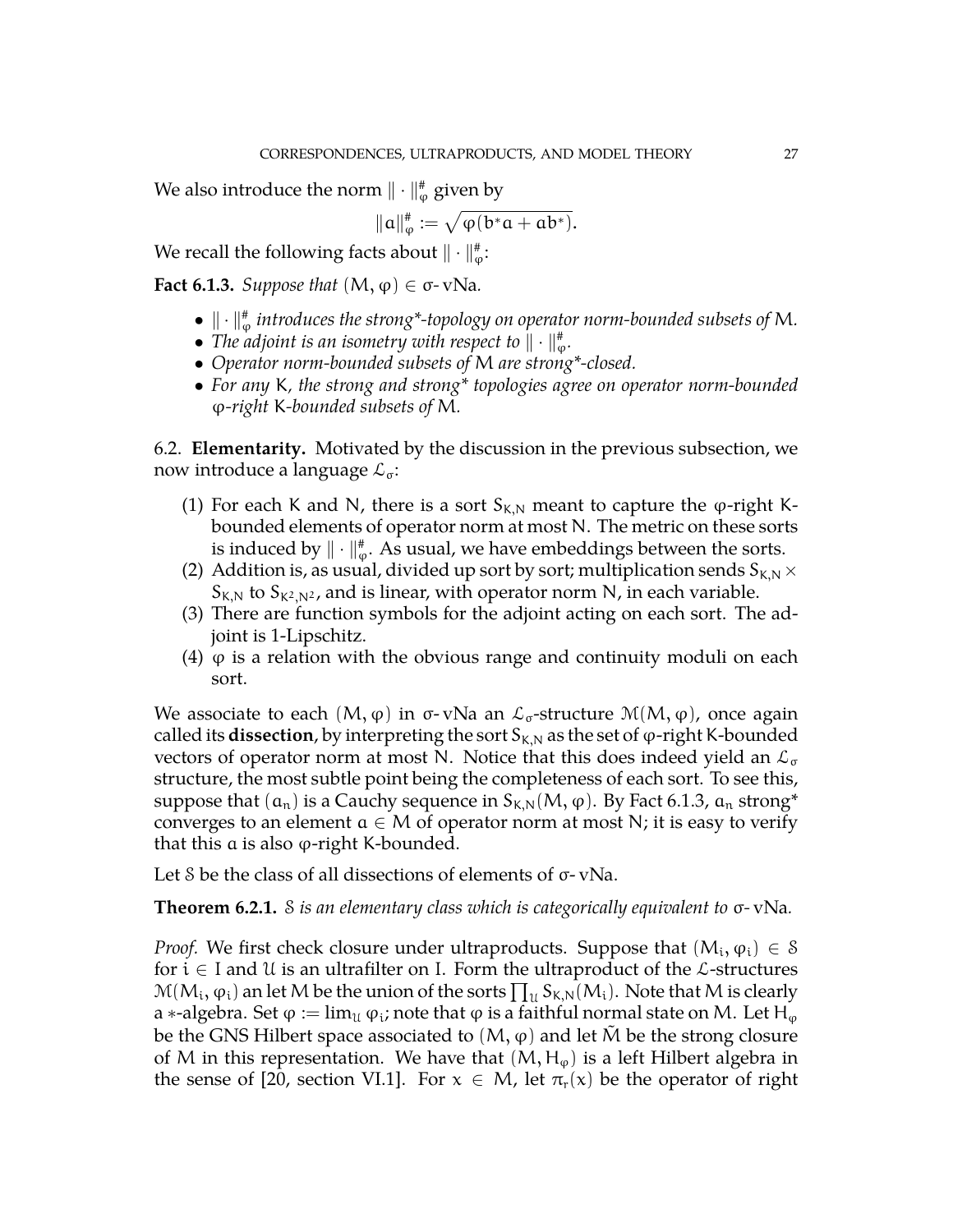We also introduce the norm $\|\cdot\|_\varphi^\#$ given by

$$\|a\|_\varphi^\# := \sqrt{\varphi(b^*a + ab^*)}.$$

We recall the following facts about $\|\cdot\|_\varphi^\#$:

**Fact 6.1.3.** *Suppose that* $(M, \varphi) \in \sigma$-vNa*.*

- $\|\cdot\|_\varphi^\#$ *introduces the strong\*-topology on operator norm-bounded subsets of* $M$*.*
- *The adjoint is an isometry with respect to* $\|\cdot\|_\varphi^\#$*.*
- *Operator norm-bounded subsets of* $M$ *are strong\*-closed.*
- *For any* $K$*, the strong and strong\* topologies agree on operator norm-bounded* $\varphi$*-right* $K$*-bounded subsets of* $M$*.*

6.2. **Elementarity.** Motivated by the discussion in the previous subsection, we now introduce a language $\mathcal{L}_\sigma$:

(1) For each $K$ and $N$, there is a sort $S_{K,N}$ meant to capture the $\varphi$-right $K$-bounded elements of operator norm at most $N$. The metric on these sorts is induced by $\|\cdot\|_\varphi^\#$. As usual, we have embeddings between the sorts.
(2) Addition is, as usual, divided up sort by sort; multiplication sends $S_{K,N} \times S_{K,N}$ to $S_{K^2,N^2}$, and is linear, with operator norm $N$, in each variable.
(3) There are function symbols for the adjoint acting on each sort. The adjoint is 1-Lipschitz.
(4) $\varphi$ is a relation with the obvious range and continuity moduli on each sort.

We associate to each $(M, \varphi)$ in $\sigma$-vNa an $\mathcal{L}_\sigma$-structure $\mathcal{M}(M, \varphi)$, once again called its **dissection**, by interpreting the sort $S_{K,N}$ as the set of $\varphi$-right $K$-bounded vectors of operator norm at most $N$. Notice that this does indeed yield an $\mathcal{L}_\sigma$ structure, the most subtle point being the completeness of each sort. To see this, suppose that $(a_n)$ is a Cauchy sequence in $S_{K,N}(M, \varphi)$. By Fact 6.1.3, $a_n$ strong\* converges to an element $a \in M$ of operator norm at most $N$; it is easy to verify that this $a$ is also $\varphi$-right $K$-bounded.

Let $\mathcal{S}$ be the class of all dissections of elements of $\sigma$-vNa.

**Theorem 6.2.1.** $\mathcal{S}$ *is an elementary class which is categorically equivalent to* $\sigma$-vNa*.*

*Proof.* We first check closure under ultraproducts. Suppose that $(M_i, \varphi_i) \in \mathcal{S}$ for $i \in I$ and $\mathcal{U}$ is an ultrafilter on $I$. Form the ultraproduct of the $\mathcal{L}$-structures $\mathcal{M}(M_i, \varphi_i)$ an let $M$ be the union of the sorts $\prod_\mathcal{U} S_{K,N}(M_i)$. Note that $M$ is clearly a $*$-algebra. Set $\varphi := \lim_\mathcal{U} \varphi_i$; note that $\varphi$ is a faithful normal state on $M$. Let $H_\varphi$ be the GNS Hilbert space associated to $(M, \varphi)$ and let $\tilde{M}$ be the strong closure of $M$ in this representation. We have that $(M, H_\varphi)$ is a left Hilbert algebra in the sense of [20, section VI.1]. For $x \in M$, let $\pi_r(x)$ be the operator of right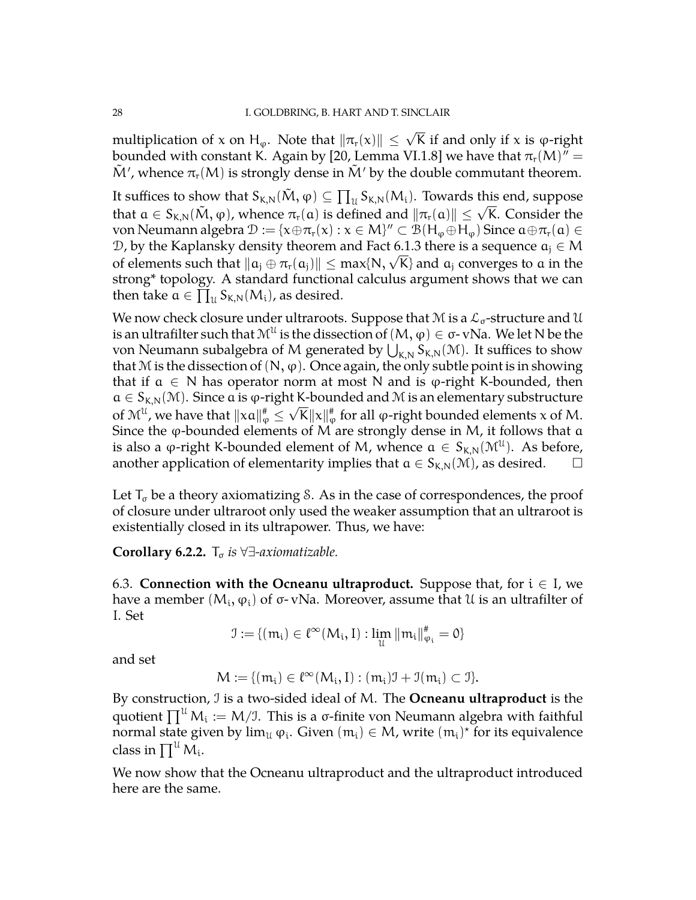multiplication of $x$ on $H_\varphi$. Note that $\|\pi_r(x)\| \leq \sqrt{K}$ if and only if $x$ is $\varphi$-right bounded with constant K. Again by [20, Lemma VI.1.8] we have that $\pi_r(M)'' = \tilde{M}'$, whence $\pi_r(M)$ is strongly dense in $\tilde{M}'$ by the double commutant theorem.

It suffices to show that $S_{K,N}(\tilde{M}, \varphi) \subseteq \prod_{\mathcal{U}} S_{K,N}(M_i)$. Towards this end, suppose that $a \in S_{K,N}(\tilde{M}, \varphi)$, whence $\pi_r(a)$ is defined and $\|\pi_r(a)\| \leq \sqrt{K}$. Consider the von Neumann algebra $\mathcal{D} := \{x \oplus \pi_r(x) : x \in M\}'' \subset \mathcal{B}(H_\varphi \oplus H_\varphi)$ Since $a \oplus \pi_r(a) \in \mathcal{D}$, by the Kaplansky density theorem and Fact 6.1.3 there is a sequence $a_j \in M$ of elements such that $\|a_j \oplus \pi_r(a_j)\| \leq \max\{N, \sqrt{K}\}$ and $a_j$ converges to $a$ in the strong* topology. A standard functional calculus argument shows that we can then take $a \in \prod_{\mathcal{U}} S_{K,N}(M_i)$, as desired.

We now check closure under ultraroots. Suppose that $\mathcal{M}$ is a $\mathcal{L}_\sigma$-structure and $\mathcal{U}$ is an ultrafilter such that $\mathcal{M}^{\mathcal{U}}$ is the dissection of $(M, \varphi) \in \sigma\text{-}\mathrm{vNa}$. We let N be the von Neumann subalgebra of M generated by $\bigcup_{K,N} S_{K,N}(\mathcal{M})$. It suffices to show that $\mathcal{M}$ is the dissection of $(N, \varphi)$. Once again, the only subtle point is in showing that if $a \in N$ has operator norm at most N and is $\varphi$-right K-bounded, then $a \in S_{K,N}(\mathcal{M})$. Since $a$ is $\varphi$-right K-bounded and $\mathcal{M}$ is an elementary substructure of $\mathcal{M}^{\mathcal{U}}$, we have that $\|xa\|_\varphi^\# \leq \sqrt{K}\|x\|_\varphi^\#$ for all $\varphi$-right bounded elements $x$ of M. Since the $\varphi$-bounded elements of M are strongly dense in M, it follows that $a$ is also a $\varphi$-right K-bounded element of M, whence $a \in S_{K,N}(\mathcal{M}^{\mathcal{U}})$. As before, another application of elementarity implies that $a \in S_{K,N}(\mathcal{M})$, as desired. $\square$

Let $T_\sigma$ be a theory axiomatizing $\mathcal{S}$. As in the case of correspondences, the proof of closure under ultraroot only used the weaker assumption that an ultraroot is existentially closed in its ultrapower. Thus, we have:

**Corollary 6.2.2.** *$T_\sigma$ is $\forall\exists$-axiomatizable.*

6.3. **Connection with the Ocneanu ultraproduct.** Suppose that, for $i \in I$, we have a member $(M_i, \varphi_i)$ of $\sigma\text{-}\mathrm{vNa}$. Moreover, assume that $\mathcal{U}$ is an ultrafilter of I. Set

$$\mathcal{I} := \{(m_i) \in \ell^\infty(M_i, I) : \lim_{\mathcal{U}} \|m_i\|_{\varphi_i}^\# = 0\}$$

and set

$$M := \{(m_i) \in \ell^\infty(M_i, I) : (m_i)\mathcal{I} + \mathcal{I}(m_i) \subset \mathcal{I}\}.$$

By construction, $\mathcal{I}$ is a two-sided ideal of M. The **Ocneanu ultraproduct** is the quotient $\prod^{\mathcal{U}} M_i := M/\mathcal{I}$. This is a $\sigma$-finite von Neumann algebra with faithful normal state given by $\lim_{\mathcal{U}} \varphi_i$. Given $(m_i) \in M$, write $(m_i)^\star$ for its equivalence class in $\prod^{\mathcal{U}} M_i$.

We now show that the Ocneanu ultraproduct and the ultraproduct introduced here are the same.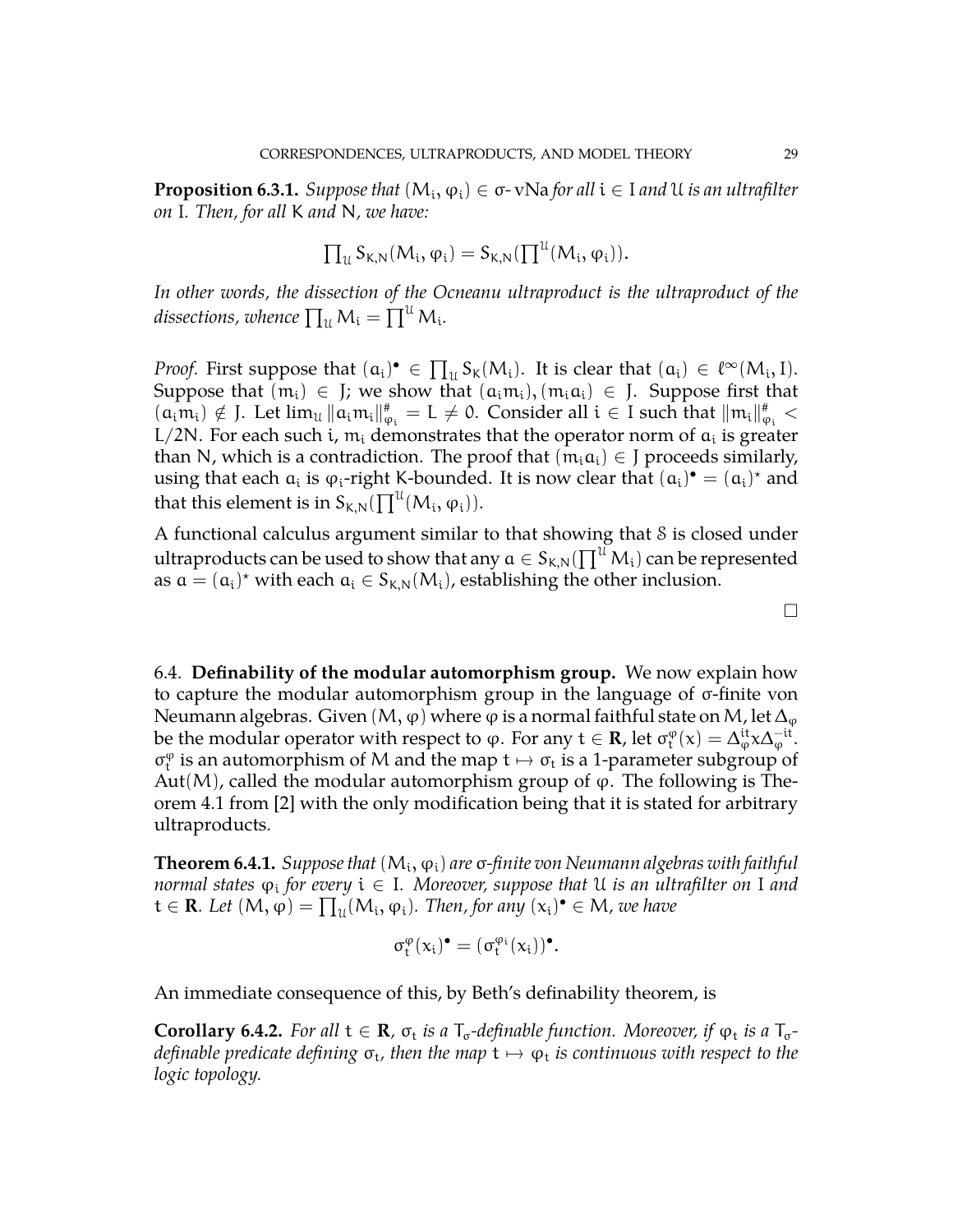**Proposition 6.3.1.** *Suppose that $(M_i, \varphi_i) \in \sigma$- vNa for all $i \in I$ and $\mathcal{U}$ is an ultrafilter on $I$. Then, for all $K$ and $N$, we have:*

$$\prod_{\mathcal{U}} S_{K,N}(M_i, \varphi_i) = S_{K,N}(\prod^{\mathcal{U}}(M_i, \varphi_i)).$$

*In other words, the dissection of the Ocneanu ultraproduct is the ultraproduct of the dissections, whence $\prod_{\mathcal{U}} M_i = \prod^{\mathcal{U}} M_i$.*

*Proof.* First suppose that $(a_i)^\bullet \in \prod_{\mathcal{U}} S_K(M_i)$. It is clear that $(a_i) \in \ell^\infty(M_i, I)$. Suppose that $(m_i) \in J$; we show that $(a_i m_i), (m_i a_i) \in J$. Suppose first that $(a_i m_i) \notin J$. Let $\lim_{\mathcal{U}} \|a_i m_i\|^\#_{\varphi_i} = L \neq 0$. Consider all $i \in I$ such that $\|m_i\|^\#_{\varphi_i} < L/2N$. For each such $i$, $m_i$ demonstrates that the operator norm of $a_i$ is greater than $N$, which is a contradiction. The proof that $(m_i a_i) \in J$ proceeds similarly, using that each $a_i$ is $\varphi_i$-right $K$-bounded. It is now clear that $(a_i)^\bullet = (a_i)^\star$ and that this element is in $S_{K,N}(\prod^{\mathcal{U}}(M_i, \varphi_i))$.

A functional calculus argument similar to that showing that $\mathcal{S}$ is closed under ultraproducts can be used to show that any $a \in S_{K,N}(\prod^{\mathcal{U}} M_i)$ can be represented as $a = (a_i)^\star$ with each $a_i \in S_{K,N}(M_i)$, establishing the other inclusion.

□

6.4. **Definability of the modular automorphism group.** We now explain how to capture the modular automorphism group in the language of σ-finite von Neumann algebras. Given $(M, \varphi)$ where $\varphi$ is a normal faithful state on $M$, let $\Delta_\varphi$ be the modular operator with respect to $\varphi$. For any $t \in \mathbf{R}$, let $\sigma^\varphi_t(x) = \Delta^{it}_\varphi x \Delta^{-it}_\varphi$. $\sigma^\varphi_t$ is an automorphism of $M$ and the map $t \mapsto \sigma_t$ is a 1-parameter subgroup of $\mathrm{Aut}(M)$, called the modular automorphism group of $\varphi$. The following is Theorem 4.1 from [2] with the only modification being that it is stated for arbitrary ultraproducts.

**Theorem 6.4.1.** *Suppose that $(M_i, \varphi_i)$ are σ-finite von Neumann algebras with faithful normal states $\varphi_i$ for every $i \in I$. Moreover, suppose that $\mathcal{U}$ is an ultrafilter on $I$ and $t \in \mathbf{R}$. Let $(M, \varphi) = \prod_{\mathcal{U}}(M_i, \varphi_i)$. Then, for any $(x_i)^\bullet \in M$, we have*

$$\sigma^\varphi_t(x_i)^\bullet = (\sigma^{\varphi_i}_t(x_i))^\bullet.$$

An immediate consequence of this, by Beth's definability theorem, is

**Corollary 6.4.2.** *For all $t \in \mathbf{R}$, $\sigma_t$ is a $T_\sigma$-definable function. Moreover, if $\varphi_t$ is a $T_\sigma$-definable predicate defining $\sigma_t$, then the map $t \mapsto \varphi_t$ is continuous with respect to the logic topology.*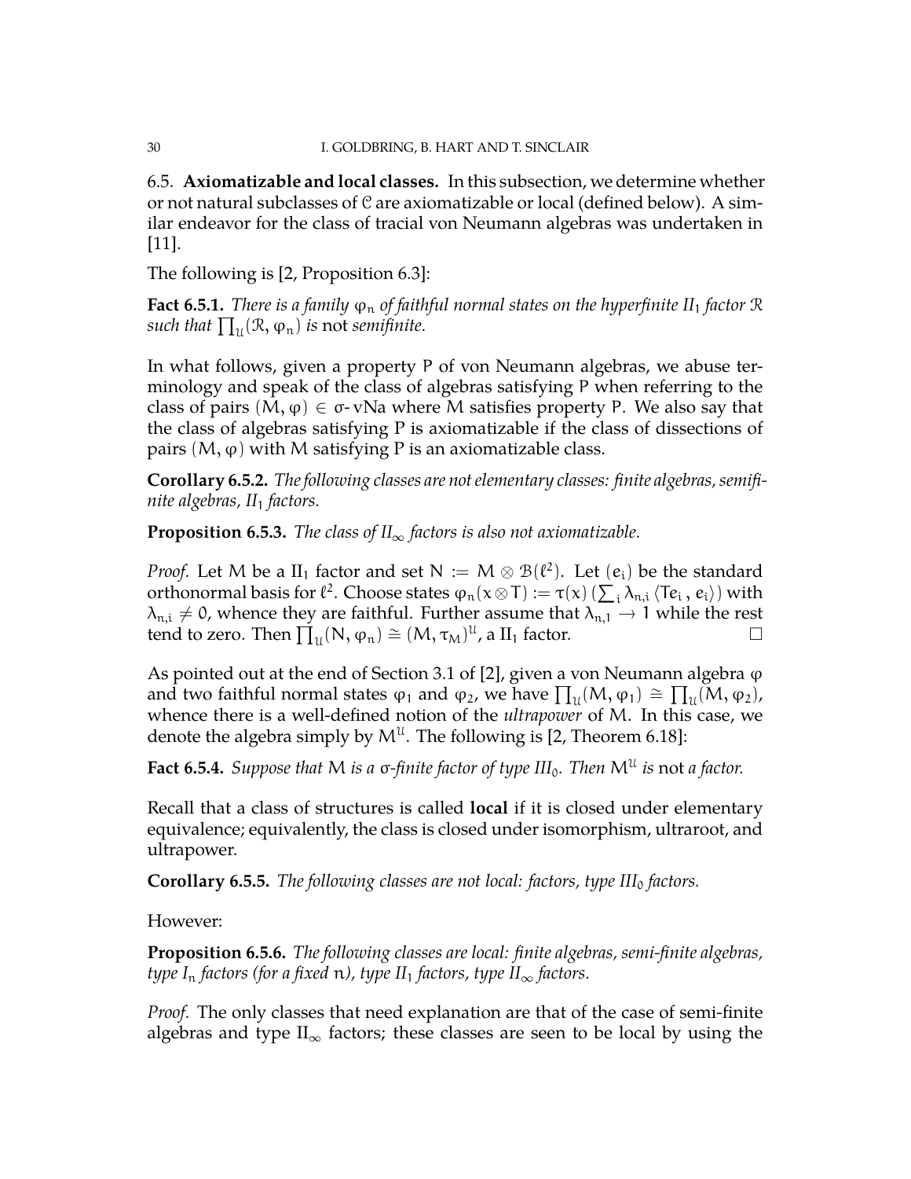6.5. **Axiomatizable and local classes.** In this subsection, we determine whether or not natural subclasses of $\mathcal{C}$ are axiomatizable or local (defined below). A similar endeavor for the class of tracial von Neumann algebras was undertaken in [11].

The following is [2, Proposition 6.3]:

**Fact 6.5.1.** *There is a family $\varphi_n$ of faithful normal states on the hyperfinite II$_1$ factor $\mathcal{R}$ such that $\prod_{\mathcal{U}}(\mathcal{R}, \varphi_n)$ is* not *semifinite.*

In what follows, given a property P of von Neumann algebras, we abuse terminology and speak of the class of algebras satisfying P when referring to the class of pairs $(M, \varphi) \in \sigma\text{-vNa}$ where M satisfies property P. We also say that the class of algebras satisfying P is axiomatizable if the class of dissections of pairs $(M, \varphi)$ with M satisfying P is an axiomatizable class.

**Corollary 6.5.2.** *The following classes are not elementary classes: finite algebras, semifinite algebras, II$_1$ factors.*

**Proposition 6.5.3.** *The class of II$_\infty$ factors is also not axiomatizable.*

*Proof.* Let M be a II$_1$ factor and set $N := M \otimes \mathcal{B}(\ell^2)$. Let $(e_i)$ be the standard orthonormal basis for $\ell^2$. Choose states $\varphi_n(x \otimes T) := \tau(x) \left(\sum_i \lambda_{n,i} \langle Te_i , e_i\rangle\right)$ with $\lambda_{n,i} \neq 0$, whence they are faithful. Further assume that $\lambda_{n,1} \to 1$ while the rest tend to zero. Then $\prod_{\mathcal{U}}(N, \varphi_n) \cong (M, \tau_M)^{\mathcal{U}}$, a II$_1$ factor. □

As pointed out at the end of Section 3.1 of [2], given a von Neumann algebra $\varphi$ and two faithful normal states $\varphi_1$ and $\varphi_2$, we have $\prod_{\mathcal{U}}(M, \varphi_1) \cong \prod_{\mathcal{U}}(M, \varphi_2)$, whence there is a well-defined notion of the *ultrapower* of M. In this case, we denote the algebra simply by $M^{\mathcal{U}}$. The following is [2, Theorem 6.18]:

**Fact 6.5.4.** *Suppose that M is a $\sigma$-finite factor of type III$_0$. Then $M^{\mathcal{U}}$ is* not *a factor.*

Recall that a class of structures is called **local** if it is closed under elementary equivalence; equivalently, the class is closed under isomorphism, ultraroot, and ultrapower.

**Corollary 6.5.5.** *The following classes are not local: factors, type III$_0$ factors.*

However:

**Proposition 6.5.6.** *The following classes are local: finite algebras, semi-finite algebras, type I$_n$ factors (for a fixed n), type II$_1$ factors, type II$_\infty$ factors.*

*Proof.* The only classes that need explanation are that of the case of semi-finite algebras and type II$_\infty$ factors; these classes are seen to be local by using the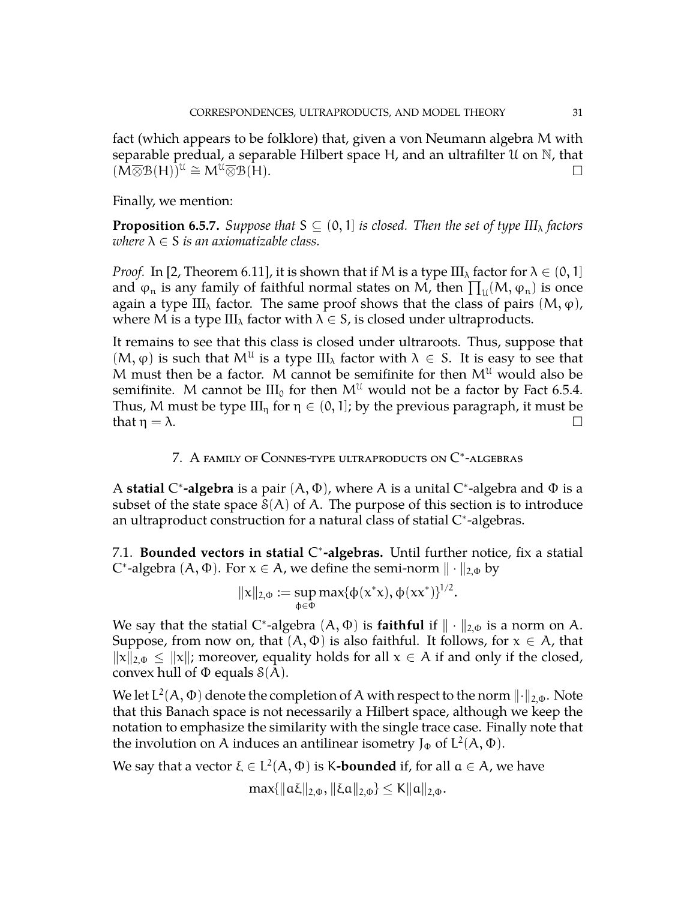fact (which appears to be folklore) that, given a von Neumann algebra $M$ with separable predual, a separable Hilbert space $H$, and an ultrafilter $\mathcal{U}$ on $\mathbb{N}$, that $(M\overline{\otimes}\mathcal{B}(H))^{\mathcal{U}} \cong M^{\mathcal{U}}\overline{\otimes}\mathcal{B}(H)$. □

Finally, we mention:

**Proposition 6.5.7.** *Suppose that $S \subseteq (0, 1]$ is closed. Then the set of type $\mathrm{III}_\lambda$ factors where $\lambda \in S$ is an axiomatizable class.*

*Proof.* In [2, Theorem 6.11], it is shown that if $M$ is a type $\mathrm{III}_\lambda$ factor for $\lambda \in (0, 1]$ and $\varphi_n$ is any family of faithful normal states on $M$, then $\prod_{\mathcal{U}}(M, \varphi_n)$ is once again a type $\mathrm{III}_\lambda$ factor. The same proof shows that the class of pairs $(M, \varphi)$, where $M$ is a type $\mathrm{III}_\lambda$ factor with $\lambda \in S$, is closed under ultraproducts.

It remains to see that this class is closed under ultraroots. Thus, suppose that $(M, \varphi)$ is such that $M^{\mathcal{U}}$ is a type $\mathrm{III}_\lambda$ factor with $\lambda \in S$. It is easy to see that $M$ must then be a factor. $M$ cannot be semifinite for then $M^{\mathcal{U}}$ would also be semifinite. $M$ cannot be $\mathrm{III}_0$ for then $M^{\mathcal{U}}$ would not be a factor by Fact 6.5.4. Thus, $M$ must be type $\mathrm{III}_\eta$ for $\eta \in (0, 1]$; by the previous paragraph, it must be that $\eta = \lambda$. □

## 7. A family of Connes-type ultraproducts on $C^*$-algebras

A **statial $C^*$-algebra** is a pair $(A, \Phi)$, where $A$ is a unital $C^*$-algebra and $\Phi$ is a subset of the state space $\mathcal{S}(A)$ of $A$. The purpose of this section is to introduce an ultraproduct construction for a natural class of statial $C^*$-algebras.

### 7.1. Bounded vectors in statial $C^*$-algebras.

Until further notice, fix a statial $C^*$-algebra $(A, \Phi)$. For $x \in A$, we define the semi-norm $\|\cdot\|_{2,\Phi}$ by

$$\|x\|_{2,\Phi} := \sup_{\phi \in \Phi} \max\{\phi(x^*x), \phi(xx^*)\}^{1/2}.$$

We say that the statial $C^*$-algebra $(A, \Phi)$ is **faithful** if $\|\cdot\|_{2,\Phi}$ is a norm on $A$. Suppose, from now on, that $(A, \Phi)$ is also faithful. It follows, for $x \in A$, that $\|x\|_{2,\Phi} \leq \|x\|$; moreover, equality holds for all $x \in A$ if and only if the closed, convex hull of $\Phi$ equals $\mathcal{S}(A)$.

We let $L^2(A, \Phi)$ denote the completion of $A$ with respect to the norm $\|\cdot\|_{2,\Phi}$. Note that this Banach space is not necessarily a Hilbert space, although we keep the notation to emphasize the similarity with the single trace case. Finally note that the involution on $A$ induces an antilinear isometry $J_\Phi$ of $L^2(A, \Phi)$.

We say that a vector $\xi \in L^2(A, \Phi)$ is $K$**-bounded** if, for all $a \in A$, we have

$$\max\{\|a\xi\|_{2,\Phi}, \|\xi a\|_{2,\Phi}\} \leq K\|a\|_{2,\Phi}.$$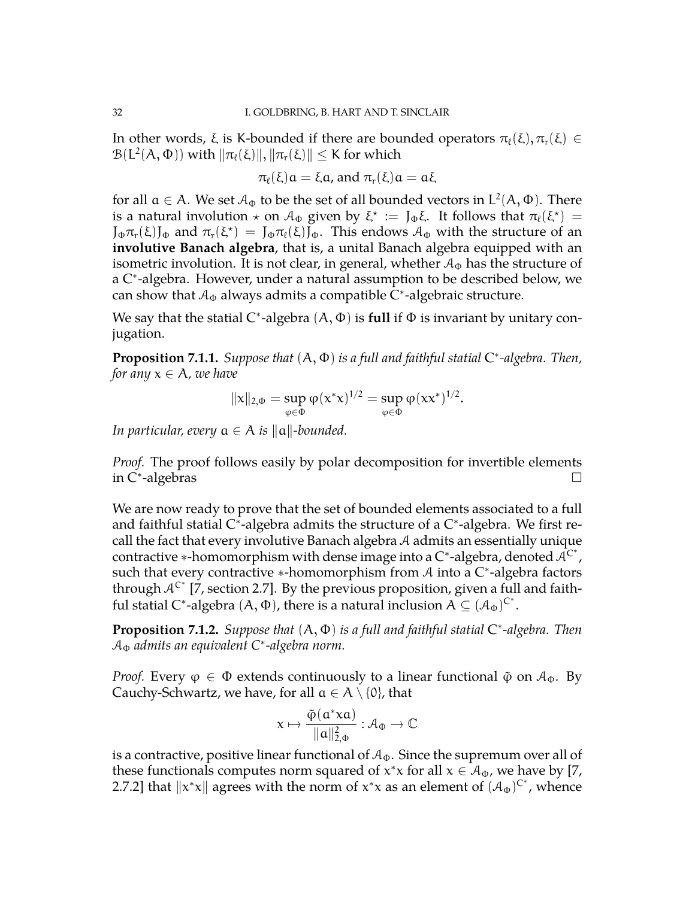In other words, $\xi$ is K-bounded if there are bounded operators $\pi_\ell(\xi), \pi_r(\xi) \in \mathcal{B}(L^2(A, \Phi))$ with $\|\pi_\ell(\xi)\|, \|\pi_r(\xi)\| \leq K$ for which

$$\pi_\ell(\xi)a = \xi a, \text{ and } \pi_r(\xi)a = a\xi$$

for all $a \in A$. We set $\mathcal{A}_\Phi$ to be the set of all bounded vectors in $L^2(A, \Phi)$. There is a natural involution $\star$ on $\mathcal{A}_\Phi$ given by $\xi^\star := J_\Phi \xi$. It follows that $\pi_\ell(\xi^\star) = J_\Phi \pi_r(\xi) J_\Phi$ and $\pi_r(\xi^\star) = J_\Phi \pi_\ell(\xi) J_\Phi$. This endows $\mathcal{A}_\Phi$ with the structure of an **involutive Banach algebra**, that is, a unital Banach algebra equipped with an isometric involution. It is not clear, in general, whether $\mathcal{A}_\Phi$ has the structure of a C*-algebra. However, under a natural assumption to be described below, we can show that $\mathcal{A}_\Phi$ always admits a compatible C*-algebraic structure.

We say that the statial C*-algebra $(A, \Phi)$ is **full** if $\Phi$ is invariant by unitary conjugation.

**Proposition 7.1.1.** *Suppose that $(A, \Phi)$ is a full and faithful statial C*-algebra. Then, for any $x \in A$, we have*

$$\|x\|_{2,\Phi} = \sup_{\varphi \in \Phi} \varphi(x^*x)^{1/2} = \sup_{\varphi \in \Phi} \varphi(xx^*)^{1/2}.$$

*In particular, every $a \in A$ is $\|a\|$-bounded.*

*Proof.* The proof follows easily by polar decomposition for invertible elements in C*-algebras □

We are now ready to prove that the set of bounded elements associated to a full and faithful statial C*-algebra admits the structure of a C*-algebra. We first recall the fact that every involutive Banach algebra $\mathcal{A}$ admits an essentially unique contractive $*$-homomorphism with dense image into a C*-algebra, denoted $\mathcal{A}^{C^*}$, such that every contractive $*$-homomorphism from $\mathcal{A}$ into a C*-algebra factors through $\mathcal{A}^{C^*}$ [7, section 2.7]. By the previous proposition, given a full and faithful statial C*-algebra $(A, \Phi)$, there is a natural inclusion $A \subseteq (\mathcal{A}_\Phi)^{C^*}$.

**Proposition 7.1.2.** *Suppose that $(A, \Phi)$ is a full and faithful statial C*-algebra. Then $\mathcal{A}_\Phi$ admits an equivalent C*-algebra norm.*

*Proof.* Every $\varphi \in \Phi$ extends continuously to a linear functional $\tilde{\varphi}$ on $\mathcal{A}_\Phi$. By Cauchy-Schwartz, we have, for all $a \in A \setminus \{0\}$, that

$$x \mapsto \frac{\tilde{\varphi}(a^*xa)}{\|a\|_{2,\Phi}^2} : \mathcal{A}_\Phi \to \mathbb{C}$$

is a contractive, positive linear functional of $\mathcal{A}_\Phi$. Since the supremum over all of these functionals computes norm squared of $x^*x$ for all $x \in \mathcal{A}_\Phi$, we have by [7, 2.7.2] that $\|x^*x\|$ agrees with the norm of $x^*x$ as an element of $(\mathcal{A}_\Phi)^{C^*}$, whence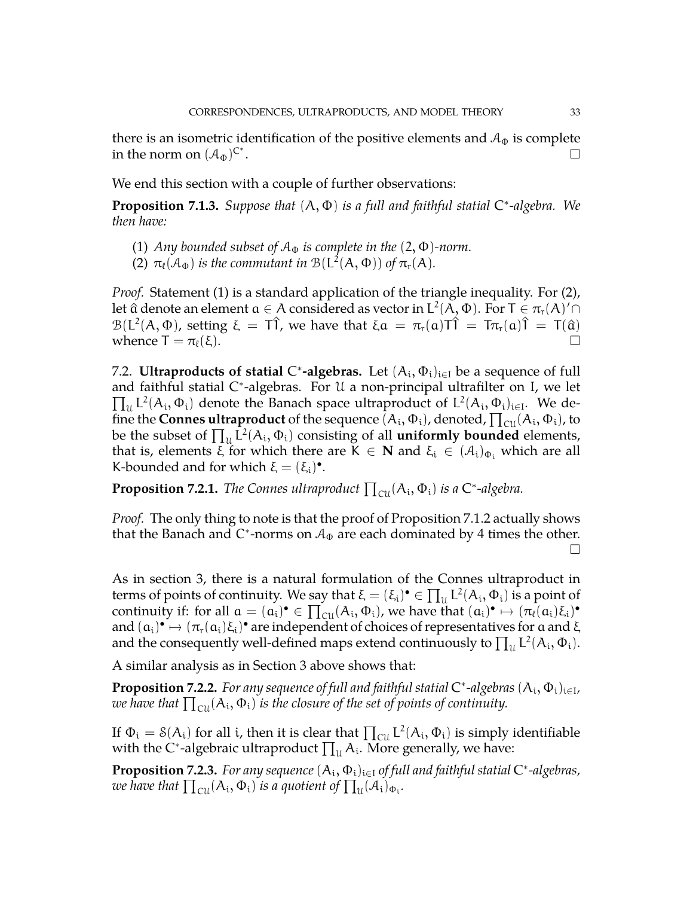there is an isometric identification of the positive elements and $\mathcal{A}_\Phi$ is complete in the norm on $(\mathcal{A}_\Phi)^{C^*}$. ☐

We end this section with a couple of further observations:

**Proposition 7.1.3.** *Suppose that $(A, \Phi)$ is a full and faithful statial $C^*$-algebra. We then have:*

1. *Any bounded subset of $\mathcal{A}_\Phi$ is complete in the $(2, \Phi)$-norm.*
2. *$\pi_\ell(\mathcal{A}_\Phi)$ is the commutant in $\mathcal{B}(L^2(A, \Phi))$ of $\pi_r(A)$.*

*Proof.* Statement (1) is a standard application of the triangle inequality. For (2), let $\hat{a}$ denote an element $a \in A$ considered as vector in $L^2(A, \Phi)$. For $T \in \pi_r(A)' \cap \mathcal{B}(L^2(A, \Phi)$, setting $\xi = T\hat{1}$, we have that $\xi a = \pi_r(a)T\hat{1} = T\pi_r(a)\hat{1} = T(\hat{a})$ whence $T = \pi_\ell(\xi)$. ☐

7.2. **Ultraproducts of statial $C^*$-algebras.** Let $(A_i, \Phi_i)_{i \in I}$ be a sequence of full and faithful statial $C^*$-algebras. For $\mathcal{U}$ a non-principal ultrafilter on I, we let $\prod_\mathcal{U} L^2(A_i, \Phi_i)$ denote the Banach space ultraproduct of $L^2(A_i, \Phi_i)_{i \in I}$. We define the **Connes ultraproduct** of the sequence $(A_i, \Phi_i)$, denoted, $\prod_{C\mathcal{U}}(A_i, \Phi_i)$, to be the subset of $\prod_\mathcal{U} L^2(A_i, \Phi_i)$ consisting of all **uniformly bounded** elements, that is, elements $\xi$ for which there are $K \in \mathbf{N}$ and $\xi_i \in (\mathcal{A}_i)_{\Phi_i}$ which are all K-bounded and for which $\xi = (\xi_i)^\bullet$.

**Proposition 7.2.1.** *The Connes ultraproduct $\prod_{C\mathcal{U}}(A_i, \Phi_i)$ is a $C^*$-algebra.*

*Proof.* The only thing to note is that the proof of Proposition 7.1.2 actually shows that the Banach and $C^*$-norms on $\mathcal{A}_\Phi$ are each dominated by 4 times the other. ☐

As in section 3, there is a natural formulation of the Connes ultraproduct in terms of points of continuity. We say that $\xi = (\xi_i)^\bullet \in \prod_\mathcal{U} L^2(A_i, \Phi_i)$ is a point of continuity if: for all $a = (a_i)^\bullet \in \prod_{C\mathcal{U}}(A_i, \Phi_i)$, we have that $(a_i)^\bullet \mapsto (\pi_\ell(a_i)\xi_i)^\bullet$ and $(a_i)^\bullet \mapsto (\pi_r(a_i)\xi_i)^\bullet$ are independent of choices of representatives for $a$ and $\xi$ and the consequently well-defined maps extend continuously to $\prod_\mathcal{U} L^2(A_i, \Phi_i)$.

A similar analysis as in Section 3 above shows that:

**Proposition 7.2.2.** *For any sequence of full and faithful statial $C^*$-algebras $(A_i, \Phi_i)_{i \in I}$, we have that $\prod_{C\mathcal{U}}(A_i, \Phi_i)$ is the closure of the set of points of continuity.*

If $\Phi_i = \mathcal{S}(A_i)$ for all $i$, then it is clear that $\prod_{C\mathcal{U}} L^2(A_i, \Phi_i)$ is simply identifiable with the $C^*$-algebraic ultraproduct $\prod_\mathcal{U} A_i$. More generally, we have:

**Proposition 7.2.3.** *For any sequence $(A_i, \Phi_i)_{i \in I}$ of full and faithful statial $C^*$-algebras, we have that $\prod_{C\mathcal{U}}(A_i, \Phi_i)$ is a quotient of $\prod_\mathcal{U}(\mathcal{A}_i)_{\Phi_i}$.*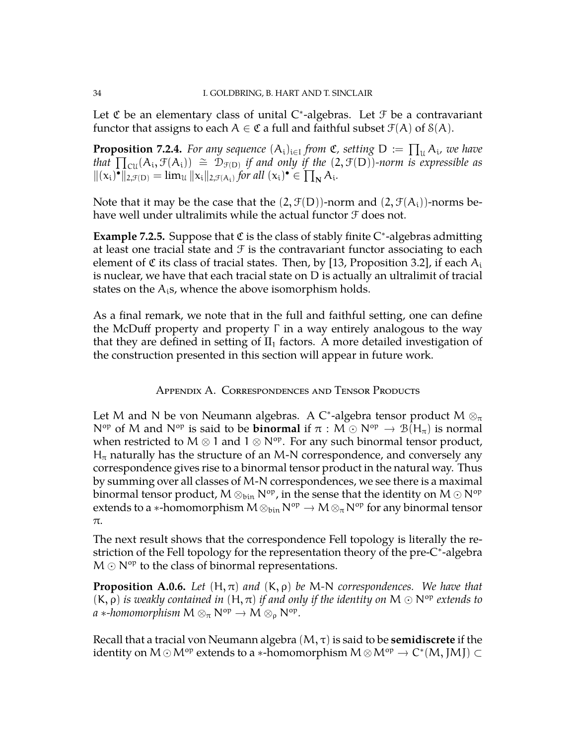Let $\mathfrak{C}$ be an elementary class of unital C*-algebras. Let $\mathcal{F}$ be a contravariant functor that assigns to each $A \in \mathfrak{C}$ a full and faithful subset $\mathcal{F}(A)$ of $\mathcal{S}(A)$.

**Proposition 7.2.4.** *For any sequence $(A_i)_{i \in I}$ from $\mathfrak{C}$, setting $D := \prod_{\mathcal{U}} A_i$, we have that $\prod_{C\mathcal{U}}(A_i, \mathcal{F}(A_i)) \cong \mathcal{D}_{\mathcal{F}(D)}$ if and only if the $(2, \mathcal{F}(D))$-norm is expressible as $\|(x_i)^\bullet\|_{2,\mathcal{F}(D)} = \lim_{\mathcal{U}} \|x_i\|_{2,\mathcal{F}(A_i)}$ for all $(x_i)^\bullet \in \prod_{\mathbf{N}} A_i$.*

Note that it may be the case that the $(2, \mathcal{F}(D))$-norm and $(2, \mathcal{F}(A_i))$-norms behave well under ultralimits while the actual functor $\mathcal{F}$ does not.

**Example 7.2.5.** Suppose that $\mathfrak{C}$ is the class of stably finite C*-algebras admitting at least one tracial state and $\mathcal{F}$ is the contravariant functor associating to each element of $\mathfrak{C}$ its class of tracial states. Then, by [13, Proposition 3.2], if each $A_i$ is nuclear, we have that each tracial state on $D$ is actually an ultralimit of tracial states on the $A_i$s, whence the above isomorphism holds.

As a final remark, we note that in the full and faithful setting, one can define the McDuff property and property $\Gamma$ in a way entirely analogous to the way that they are defined in setting of $\mathrm{II}_1$ factors. A more detailed investigation of the construction presented in this section will appear in future work.

## Appendix A. Correspondences and Tensor Products

Let $M$ and $N$ be von Neumann algebras. A C*-algebra tensor product $M \otimes_\pi N^{op}$ of $M$ and $N^{op}$ is said to be **binormal** if $\pi : M \odot N^{op} \to \mathcal{B}(H_\pi)$ is normal when restricted to $M \otimes 1$ and $1 \otimes N^{op}$. For any such binormal tensor product, $H_\pi$ naturally has the structure of an $M$-$N$ correspondence, and conversely any correspondence gives rise to a binormal tensor product in the natural way. Thus by summing over all classes of $M$-$N$ correspondences, we see there is a maximal binormal tensor product, $M \otimes_{bin} N^{op}$, in the sense that the identity on $M \odot N^{op}$ extends to a $*$-homomorphism $M \otimes_{bin} N^{op} \to M \otimes_\pi N^{op}$ for any binormal tensor $\pi$.

The next result shows that the correspondence Fell topology is literally the restriction of the Fell topology for the representation theory of the pre-C*-algebra $M \odot N^{op}$ to the class of binormal representations.

**Proposition A.0.6.** *Let $(H, \pi)$ and $(K, \rho)$ be $M$-$N$ correspondences. We have that $(K, \rho)$ is weakly contained in $(H, \pi)$ if and only if the identity on $M \odot N^{op}$ extends to a $*$-homomorphism $M \otimes_\pi N^{op} \to M \otimes_\rho N^{op}$.*

Recall that a tracial von Neumann algebra $(M, \tau)$ is said to be **semidiscrete** if the identity on $M \odot M^{op}$ extends to a $*$-homomorphism $M \otimes M^{op} \to C^*(M, JMJ) \subset$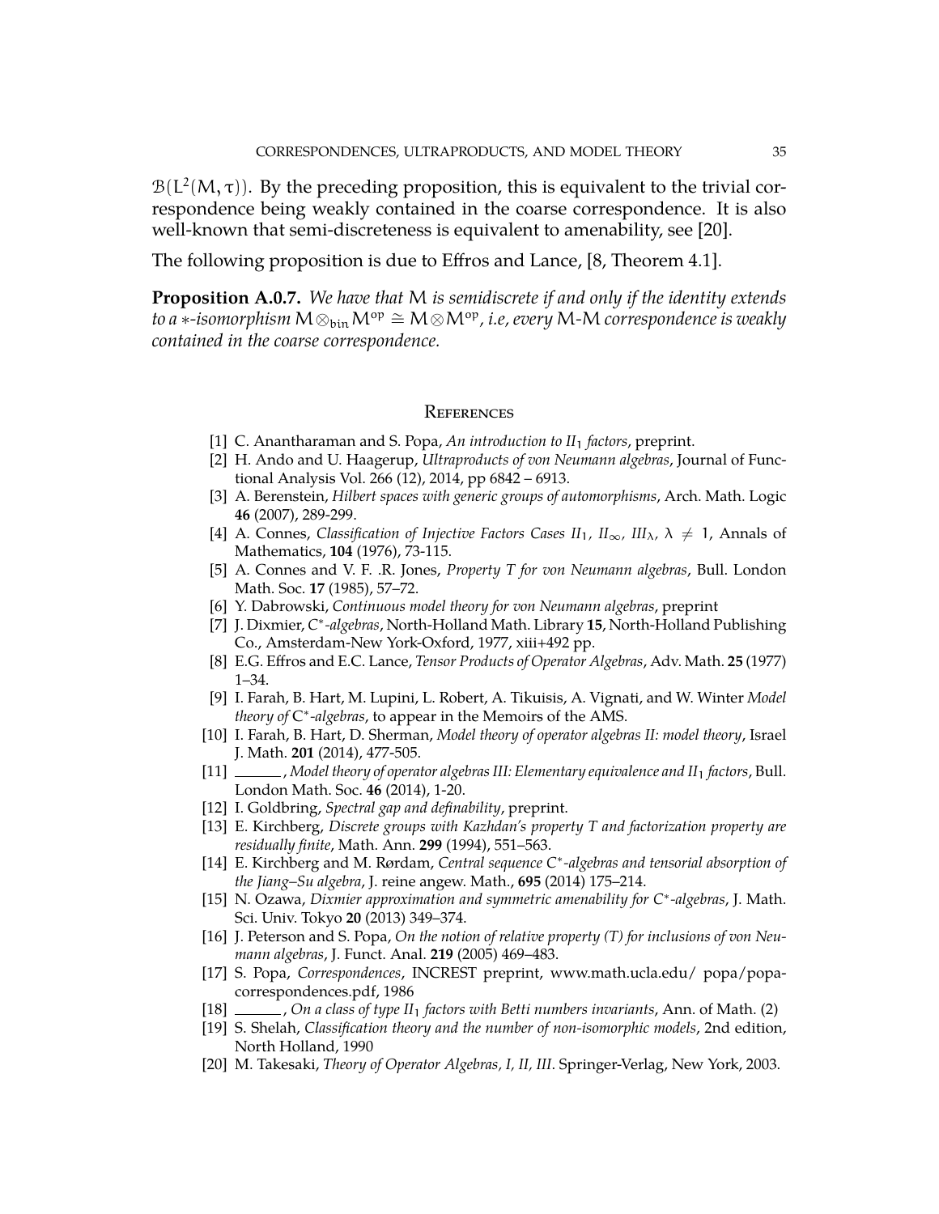$\mathcal{B}(L^2(M,\tau))$. By the preceding proposition, this is equivalent to the trivial correspondence being weakly contained in the coarse correspondence. It is also well-known that semi-discreteness is equivalent to amenability, see [20].

The following proposition is due to Effros and Lance, [8, Theorem 4.1].

**Proposition A.0.7.** *We have that $M$ is semidiscrete if and only if the identity extends to a $*$-isomorphism $M \otimes_{\text{bin}} M^{\text{op}} \cong M \otimes M^{\text{op}}$, i.e, every $M$-$M$ correspondence is weakly contained in the coarse correspondence.*

## References

[1] C. Anantharaman and S. Popa, *An introduction to $II_1$ factors*, preprint.

[2] H. Ando and U. Haagerup, *Ultraproducts of von Neumann algebras*, Journal of Functional Analysis Vol. 266 (12), 2014, pp 6842 – 6913.

[3] A. Berenstein, *Hilbert spaces with generic groups of automorphisms*, Arch. Math. Logic **46** (2007), 289-299.

[4] A. Connes, *Classification of Injective Factors Cases $II_1$, $II_\infty$, $III_\lambda$, $\lambda \neq 1$*, Annals of Mathematics, **104** (1976), 73-115.

[5] A. Connes and V. F. .R. Jones, *Property T for von Neumann algebras*, Bull. London Math. Soc. **17** (1985), 57–72.

[6] Y. Dabrowski, *Continuous model theory for von Neumann algebras*, preprint

[7] J. Dixmier, *$C^*$-algebras*, North-Holland Math. Library **15**, North-Holland Publishing Co., Amsterdam-New York-Oxford, 1977, xiii+492 pp.

[8] E.G. Effros and E.C. Lance, *Tensor Products of Operator Algebras*, Adv. Math. **25** (1977) 1–34.

[9] I. Farah, B. Hart, M. Lupini, L. Robert, A. Tikuisis, A. Vignati, and W. Winter *Model theory of $C^*$-algebras*, to appear in the Memoirs of the AMS.

[10] I. Farah, B. Hart, D. Sherman, *Model theory of operator algebras II: model theory*, Israel J. Math. **201** (2014), 477-505.

[11] ______, *Model theory of operator algebras III: Elementary equivalence and $II_1$ factors*, Bull. London Math. Soc. **46** (2014), 1-20.

[12] I. Goldbring, *Spectral gap and definability*, preprint.

[13] E. Kirchberg, *Discrete groups with Kazhdan's property T and factorization property are residually finite*, Math. Ann. **299** (1994), 551–563.

[14] E. Kirchberg and M. Rørdam, *Central sequence $C^*$-algebras and tensorial absorption of the Jiang–Su algebra*, J. reine angew. Math., **695** (2014) 175–214.

[15] N. Ozawa, *Dixmier approximation and symmetric amenability for $C^*$-algebras*, J. Math. Sci. Univ. Tokyo **20** (2013) 349–374.

[16] J. Peterson and S. Popa, *On the notion of relative property (T) for inclusions of von Neumann algebras*, J. Funct. Anal. **219** (2005) 469–483.

[17] S. Popa, *Correspondences*, INCREST preprint, www.math.ucla.edu/ popa/popa-correspondences.pdf, 1986

[18] ______, *On a class of type $II_1$ factors with Betti numbers invariants*, Ann. of Math. (2)

[19] S. Shelah, *Classification theory and the number of non-isomorphic models*, 2nd edition, North Holland, 1990

[20] M. Takesaki, *Theory of Operator Algebras, I, II, III*. Springer-Verlag, New York, 2003.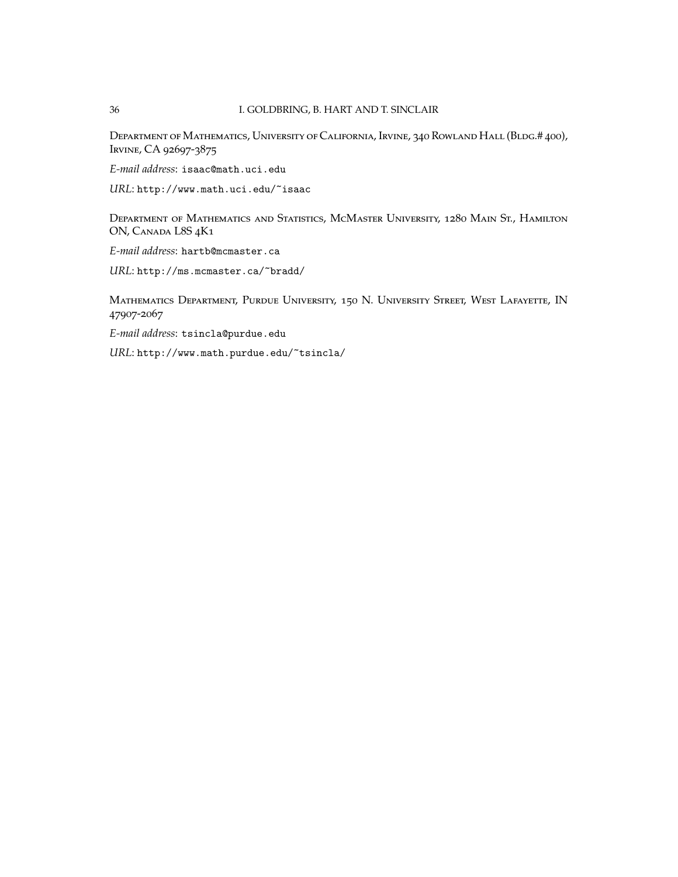Department of Mathematics, University of California, Irvine, 340 Rowland Hall (Bldg.# 400), Irvine, CA 92697-3875

*E-mail address*: isaac@math.uci.edu

*URL*: http://www.math.uci.edu/~isaac

Department of Mathematics and Statistics, McMaster University, 1280 Main St., Hamilton ON, Canada L8S 4K1

*E-mail address*: hartb@mcmaster.ca

*URL*: http://ms.mcmaster.ca/~bradd/

Mathematics Department, Purdue University, 150 N. University Street, West Lafayette, IN 47907-2067

*E-mail address*: tsincla@purdue.edu

*URL*: http://www.math.purdue.edu/~tsincla/